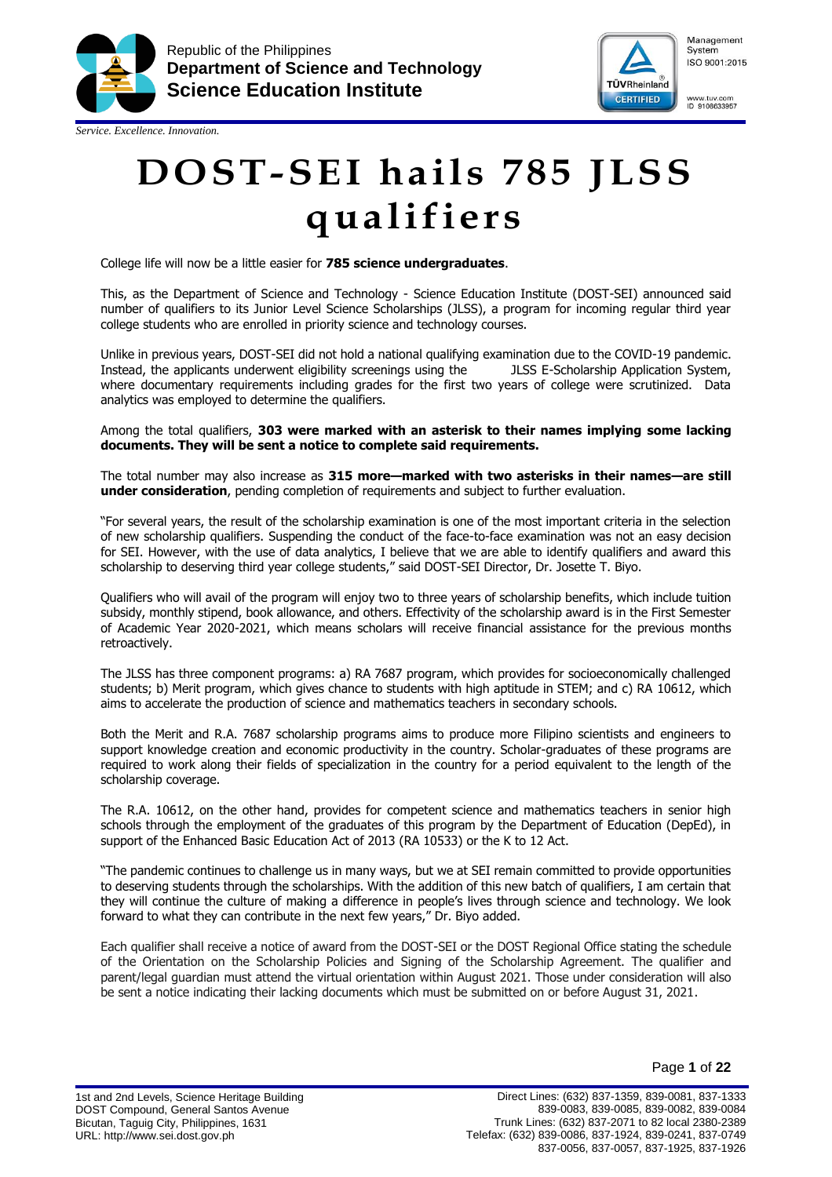Republic of the Philippines
**Department of Science and Technology**
**Science Education Institute**

*Service. Excellence. Innovation.*

# DOST-SEI hails 785 JLSS qualifiers

College life will now be a little easier for **785 science undergraduates**.

This, as the Department of Science and Technology - Science Education Institute (DOST-SEI) announced said number of qualifiers to its Junior Level Science Scholarships (JLSS), a program for incoming regular third year college students who are enrolled in priority science and technology courses.

Unlike in previous years, DOST-SEI did not hold a national qualifying examination due to the COVID-19 pandemic. Instead, the applicants underwent eligibility screenings using the JLSS E-Scholarship Application System, where documentary requirements including grades for the first two years of college were scrutinized. Data analytics was employed to determine the qualifiers.

Among the total qualifiers, **303 were marked with an asterisk to their names implying some lacking documents. They will be sent a notice to complete said requirements.**

The total number may also increase as **315 more—marked with two asterisks in their names—are still under consideration**, pending completion of requirements and subject to further evaluation.

"For several years, the result of the scholarship examination is one of the most important criteria in the selection of new scholarship qualifiers. Suspending the conduct of the face-to-face examination was not an easy decision for SEI. However, with the use of data analytics, I believe that we are able to identify qualifiers and award this scholarship to deserving third year college students," said DOST-SEI Director, Dr. Josette T. Biyo.

Qualifiers who will avail of the program will enjoy two to three years of scholarship benefits, which include tuition subsidy, monthly stipend, book allowance, and others. Effectivity of the scholarship award is in the First Semester of Academic Year 2020-2021, which means scholars will receive financial assistance for the previous months retroactively.

The JLSS has three component programs: a) RA 7687 program, which provides for socioeconomically challenged students; b) Merit program, which gives chance to students with high aptitude in STEM; and c) RA 10612, which aims to accelerate the production of science and mathematics teachers in secondary schools.

Both the Merit and R.A. 7687 scholarship programs aims to produce more Filipino scientists and engineers to support knowledge creation and economic productivity in the country. Scholar-graduates of these programs are required to work along their fields of specialization in the country for a period equivalent to the length of the scholarship coverage.

The R.A. 10612, on the other hand, provides for competent science and mathematics teachers in senior high schools through the employment of the graduates of this program by the Department of Education (DepEd), in support of the Enhanced Basic Education Act of 2013 (RA 10533) or the K to 12 Act.

"The pandemic continues to challenge us in many ways, but we at SEI remain committed to provide opportunities to deserving students through the scholarships. With the addition of this new batch of qualifiers, I am certain that they will continue the culture of making a difference in people's lives through science and technology. We look forward to what they can contribute in the next few years," Dr. Biyo added.

Each qualifier shall receive a notice of award from the DOST-SEI or the DOST Regional Office stating the schedule of the Orientation on the Scholarship Policies and Signing of the Scholarship Agreement. The qualifier and parent/legal guardian must attend the virtual orientation within August 2021. Those under consideration will also be sent a notice indicating their lacking documents which must be submitted on or before August 31, 2021.

1st and 2nd Levels, Science Heritage Building
DOST Compound, General Santos Avenue
Bicutan, Taguig City, Philippines, 1631
URL: http://www.sei.dost.gov.ph

Direct Lines: (632) 837-1359, 839-0081, 837-1333
839-0083, 839-0085, 839-0082, 839-0084
Trunk Lines: (632) 837-2071 to 82 local 2380-2389
Telefax: (632) 839-0086, 837-1924, 839-0241, 837-0749
837-0056, 837-0057, 837-1925, 837-1926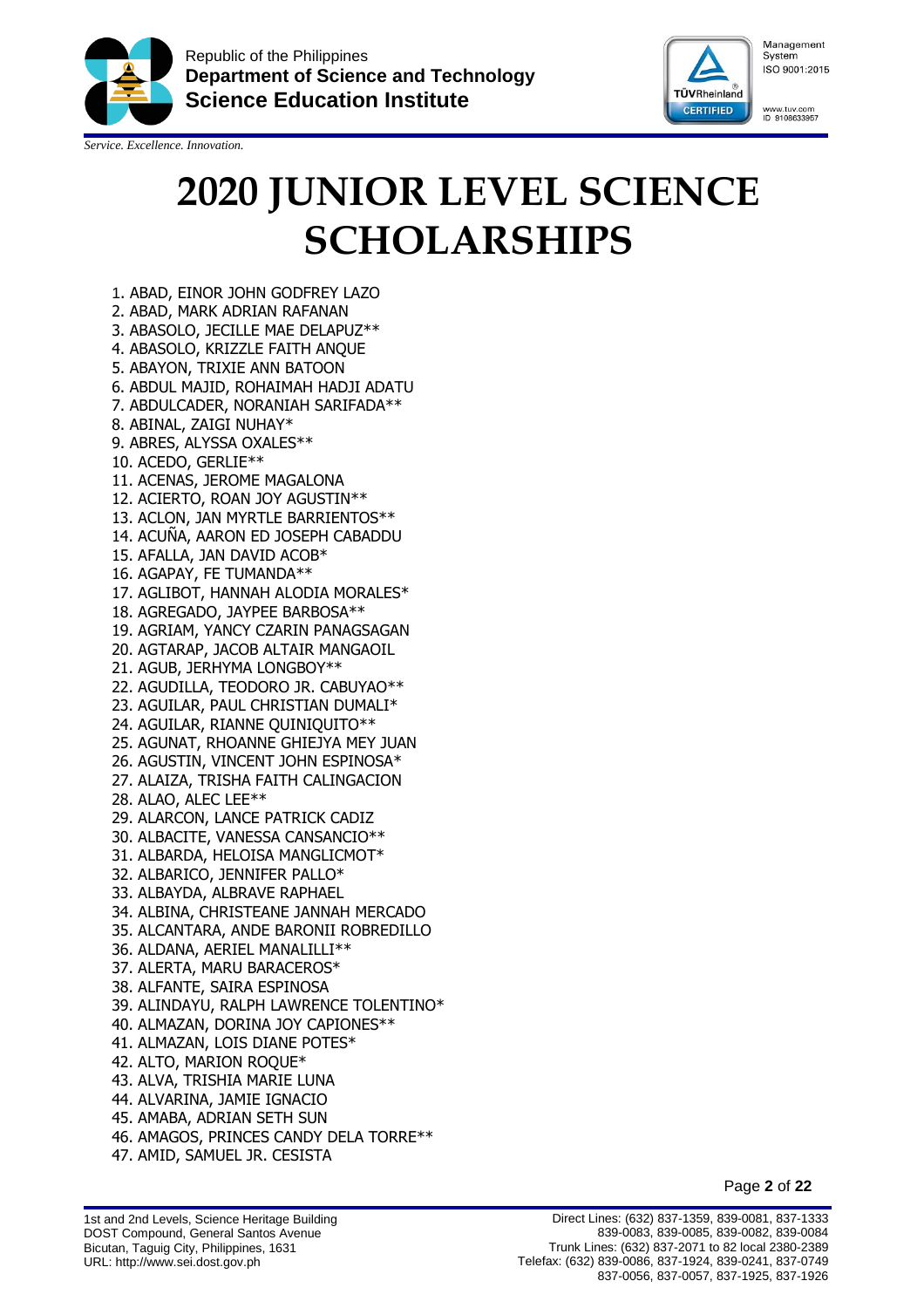# 2020 JUNIOR LEVEL SCIENCE SCHOLARSHIPS

1. ABAD, EINOR JOHN GODFREY LAZO
2. ABAD, MARK ADRIAN RAFANAN
3. ABASOLO, JECILLE MAE DELAPUZ**
4. ABASOLO, KRIZZLE FAITH ANQUE
5. ABAYON, TRIXIE ANN BATOON
6. ABDUL MAJID, ROHAIMAH HADJI ADATU
7. ABDULCADER, NORANIAH SARIFADA**
8. ABINAL, ZAIGI NUHAY*
9. ABRES, ALYSSA OXALES**
10. ACEDO, GERLIE**
11. ACENAS, JEROME MAGALONA
12. ACIERTO, ROAN JOY AGUSTIN**
13. ACLON, JAN MYRTLE BARRIENTOS**
14. ACUÑA, AARON ED JOSEPH CABADDU
15. AFALLA, JAN DAVID ACOB*
16. AGAPAY, FE TUMANDA**
17. AGLIBOT, HANNAH ALODIA MORALES*
18. AGREGADO, JAYPEE BARBOSA**
19. AGRIAM, YANCY CZARIN PANAGSAGAN
20. AGTARAP, JACOB ALTAIR MANGAOIL
21. AGUB, JERHYMA LONGBOY**
22. AGUDILLA, TEODORO JR. CABUYAO**
23. AGUILAR, PAUL CHRISTIAN DUMALI*
24. AGUILAR, RIANNE QUINIQUITO**
25. AGUNAT, RHOANNE GHIEJYA MEY JUAN
26. AGUSTIN, VINCENT JOHN ESPINOSA*
27. ALAIZA, TRISHA FAITH CALINGACION
28. ALAO, ALEC LEE**
29. ALARCON, LANCE PATRICK CADIZ
30. ALBACITE, VANESSA CANSANCIO**
31. ALBARDA, HELOISA MANGLICMOT*
32. ALBARICO, JENNIFER PALLO*
33. ALBAYDA, ALBRAVE RAPHAEL
34. ALBINA, CHRISTEANE JANNAH MERCADO
35. ALCANTARA, ANDE BARONII ROBREDILLO
36. ALDANA, AERIEL MANALILLI**
37. ALERTA, MARU BARACEROS*
38. ALFANTE, SAIRA ESPINOSA
39. ALINDAYU, RALPH LAWRENCE TOLENTINO*
40. ALMAZAN, DORINA JOY CAPIONES**
41. ALMAZAN, LOIS DIANE POTES*
42. ALTO, MARION ROQUE*
43. ALVA, TRISHIA MARIE LUNA
44. ALVARINA, JAMIE IGNACIO
45. AMABA, ADRIAN SETH SUN
46. AMAGOS, PRINCES CANDY DELA TORRE**
47. AMID, SAMUEL JR. CESISTA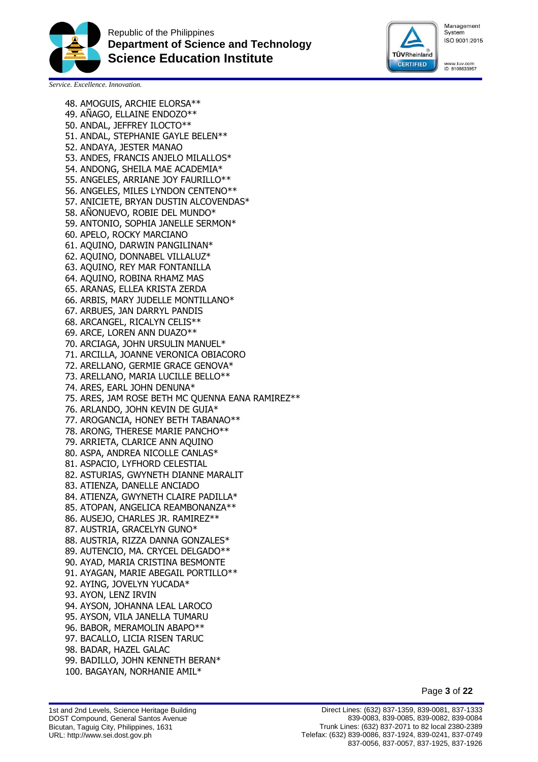48. AMOGUIS, ARCHIE ELORSA**
49. AÑAGO, ELLAINE ENDOZO**
50. ANDAL, JEFFREY ILOCTO**
51. ANDAL, STEPHANIE GAYLE BELEN**
52. ANDAYA, JESTER MANAO
53. ANDES, FRANCIS ANJELO MILALLOS*
54. ANDONG, SHEILA MAE ACADEMIA*
55. ANGELES, ARRIANE JOY FAURILLO**
56. ANGELES, MILES LYNDON CENTENO**
57. ANICIETE, BRYAN DUSTIN ALCOVENDAS*
58. AÑONUEVO, ROBIE DEL MUNDO*
59. ANTONIO, SOPHIA JANELLE SERMON*
60. APELO, ROCKY MARCIANO
61. AQUINO, DARWIN PANGILINAN*
62. AQUINO, DONNABEL VILLALUZ*
63. AQUINO, REY MAR FONTANILLA
64. AQUINO, ROBINA RHAMZ MAS
65. ARANAS, ELLEA KRISTA ZERDA
66. ARBIS, MARY JUDELLE MONTILLANO*
67. ARBUES, JAN DARRYL PANDIS
68. ARCANGEL, RICALYN CELIS**
69. ARCE, LOREN ANN DUAZO**
70. ARCIAGA, JOHN URSULIN MANUEL*
71. ARCILLA, JOANNE VERONICA OBIACORO
72. ARELLANO, GERMIE GRACE GENOVA*
73. ARELLANO, MARIA LUCILLE BELLO**
74. ARES, EARL JOHN DENUNA*
75. ARES, JAM ROSE BETH MC QUENNA EANA RAMIREZ**
76. ARLANDO, JOHN KEVIN DE GUIA*
77. AROGANCIA, HONEY BETH TABANAO**
78. ARONG, THERESE MARIE PANCHO**
79. ARRIETA, CLARICE ANN AQUINO
80. ASPA, ANDREA NICOLLE CANLAS*
81. ASPACIO, LYFHORD CELESTIAL
82. ASTURIAS, GWYNETH DIANNE MARALIT
83. ATIENZA, DANELLE ANCIADO
84. ATIENZA, GWYNETH CLAIRE PADILLA*
85. ATOPAN, ANGELICA REAMBONANZA**
86. AUSEJO, CHARLES JR. RAMIREZ**
87. AUSTRIA, GRACELYN GUNO*
88. AUSTRIA, RIZZA DANNA GONZALES*
89. AUTENCIO, MA. CRYCEL DELGADO**
90. AYAD, MARIA CRISTINA BESMONTE
91. AYAGAN, MARIE ABEGAIL PORTILLO**
92. AYING, JOVELYN YUCADA*
93. AYON, LENZ IRVIN
94. AYSON, JOHANNA LEAL LAROCO
95. AYSON, VILA JANELLA TUMARU
96. BABOR, MERAMOLIN ABAPO**
97. BACALLO, LICIA RISEN TARUC
98. BADAR, HAZEL GALAC
99. BADILLO, JOHN KENNETH BERAN*
100. BAGAYAN, NORHANIE AMIL*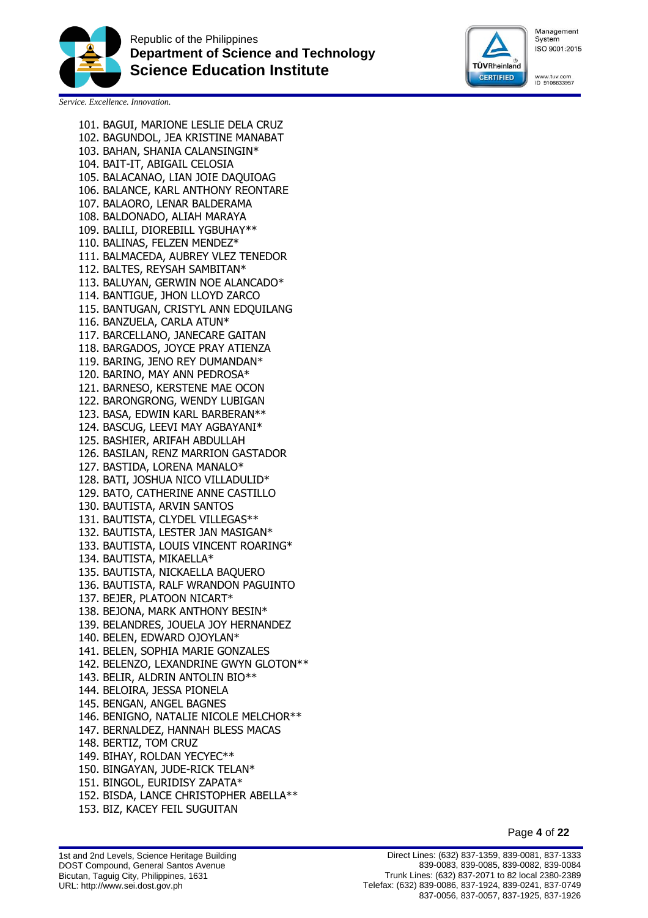101. BAGUI, MARIONE LESLIE DELA CRUZ
102. BAGUNDOL, JEA KRISTINE MANABAT
103. BAHAN, SHANIA CALANSINGIN*
104. BAIT-IT, ABIGAIL CELOSIA
105. BALACANAO, LIAN JOIE DAQUIOAG
106. BALANCE, KARL ANTHONY REONTARE
107. BALAORO, LENAR BALDERAMA
108. BALDONADO, ALIAH MARAYA
109. BALILI, DIOREBILL YGBUHAY**
110. BALINAS, FELZEN MENDEZ*
111. BALMACEDA, AUBREY VLEZ TENEDOR
112. BALTES, REYSAH SAMBITAN*
113. BALUYAN, GERWIN NOE ALANCADO*
114. BANTIGUE, JHON LLOYD ZARCO
115. BANTUGAN, CRISTYL ANN EDQUILANG
116. BANZUELA, CARLA ATUN*
117. BARCELLANO, JANECARE GAITAN
118. BARGADOS, JOYCE PRAY ATIENZA
119. BARING, JENO REY DUMANDAN*
120. BARINO, MAY ANN PEDROSA*
121. BARNESO, KERSTENE MAE OCON
122. BARONGRONG, WENDY LUBIGAN
123. BASA, EDWIN KARL BARBERAN**
124. BASCUG, LEEVI MAY AGBAYANI*
125. BASHIER, ARIFAH ABDULLAH
126. BASILAN, RENZ MARRION GASTADOR
127. BASTIDA, LORENA MANALO*
128. BATI, JOSHUA NICO VILLADULID*
129. BATO, CATHERINE ANNE CASTILLO
130. BAUTISTA, ARVIN SANTOS
131. BAUTISTA, CLYDEL VILLEGAS**
132. BAUTISTA, LESTER JAN MASIGAN*
133. BAUTISTA, LOUIS VINCENT ROARING*
134. BAUTISTA, MIKAELLA*
135. BAUTISTA, NICKAELLA BAQUERO
136. BAUTISTA, RALF WRANDON PAGUINTO
137. BEJER, PLATOON NICART*
138. BEJONA, MARK ANTHONY BESIN*
139. BELANDRES, JOUELA JOY HERNANDEZ
140. BELEN, EDWARD OJOYLAN*
141. BELEN, SOPHIA MARIE GONZALES
142. BELENZO, LEXANDRINE GWYN GLOTON**
143. BELIR, ALDRIN ANTOLIN BIO**
144. BELOIRA, JESSA PIONELA
145. BENGAN, ANGEL BAGNES
146. BENIGNO, NATALIE NICOLE MELCHOR**
147. BERNALDEZ, HANNAH BLESS MACAS
148. BERTIZ, TOM CRUZ
149. BIHAY, ROLDAN YECYEC**
150. BINGAYAN, JUDE-RICK TELAN*
151. BINGOL, EURIDISY ZAPATA*
152. BISDA, LANCE CHRISTOPHER ABELLA**
153. BIZ, KACEY FEIL SUGUITAN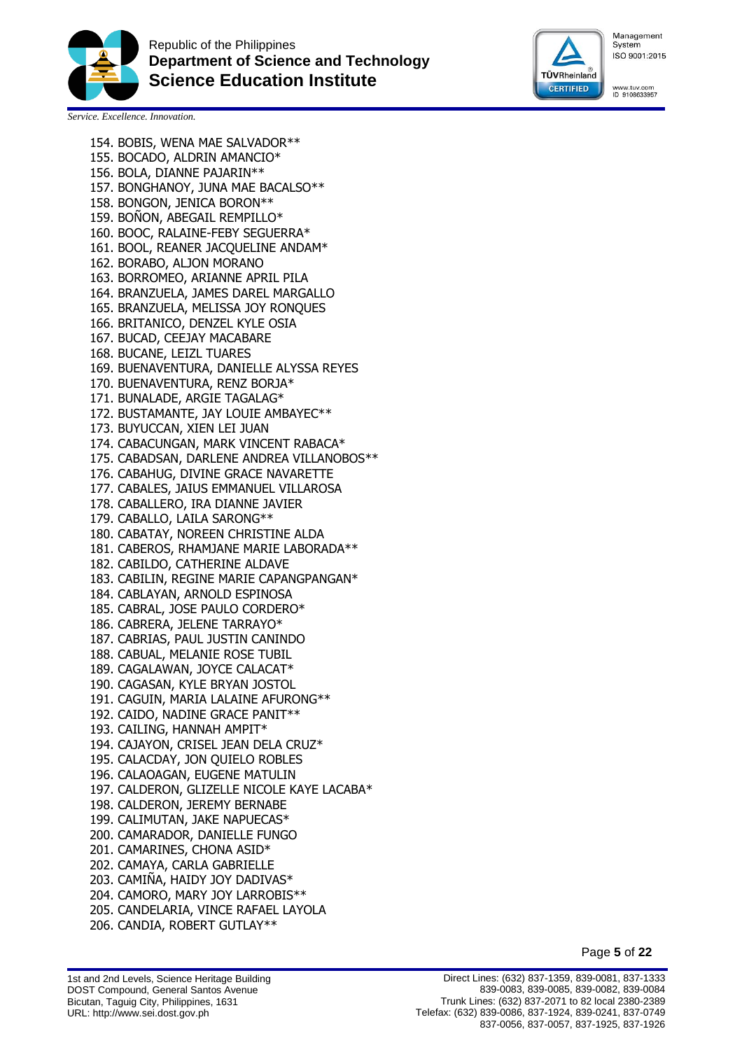154. BOBIS, WENA MAE SALVADOR**
155. BOCADO, ALDRIN AMANCIO*
156. BOLA, DIANNE PAJARIN**
157. BONGHANOY, JUNA MAE BACALSO**
158. BONGON, JENICA BORON**
159. BOÑON, ABEGAIL REMPILLO*
160. BOOC, RALAINE-FEBY SEGUERRA*
161. BOOL, REANER JACQUELINE ANDAM*
162. BORABO, ALJON MORANO
163. BORROMEO, ARIANNE APRIL PILA
164. BRANZUELA, JAMES DAREL MARGALLO
165. BRANZUELA, MELISSA JOY RONQUES
166. BRITANICO, DENZEL KYLE OSIA
167. BUCAD, CEEJAY MACABARE
168. BUCANE, LEIZL TUARES
169. BUENAVENTURA, DANIELLE ALYSSA REYES
170. BUENAVENTURA, RENZ BORJA*
171. BUNALADE, ARGIE TAGALAG*
172. BUSTAMANTE, JAY LOUIE AMBAYEC**
173. BUYUCCAN, XIEN LEI JUAN
174. CABACUNGAN, MARK VINCENT RABACA*
175. CABADSAN, DARLENE ANDREA VILLANOBOS**
176. CABAHUG, DIVINE GRACE NAVARETTE
177. CABALES, JAIUS EMMANUEL VILLAROSA
178. CABALLERO, IRA DIANNE JAVIER
179. CABALLO, LAILA SARONG**
180. CABATAY, NOREEN CHRISTINE ALDA
181. CABEROS, RHAMJANE MARIE LABORADA**
182. CABILDO, CATHERINE ALDAVE
183. CABILIN, REGINE MARIE CAPANGPANGAN*
184. CABLAYAN, ARNOLD ESPINOSA
185. CABRAL, JOSE PAULO CORDERO*
186. CABRERA, JELENE TARRAYO*
187. CABRIAS, PAUL JUSTIN CANINDO
188. CABUAL, MELANIE ROSE TUBIL
189. CAGALAWAN, JOYCE CALACAT*
190. CAGASAN, KYLE BRYAN JOSTOL
191. CAGUIN, MARIA LALAINE AFURONG**
192. CAIDO, NADINE GRACE PANIT**
193. CAILING, HANNAH AMPIT*
194. CAJAYON, CRISEL JEAN DELA CRUZ*
195. CALACDAY, JON QUIELO ROBLES
196. CALAOAGAN, EUGENE MATULIN
197. CALDERON, GLIZELLE NICOLE KAYE LACABA*
198. CALDERON, JEREMY BERNABE
199. CALIMUTAN, JAKE NAPUECAS*
200. CAMARADOR, DANIELLE FUNGO
201. CAMARINES, CHONA ASID*
202. CAMAYA, CARLA GABRIELLE
203. CAMIÑA, HAIDY JOY DADIVAS*
204. CAMORO, MARY JOY LARROBIS**
205. CANDELARIA, VINCE RAFAEL LAYOLA
206. CANDIA, ROBERT GUTLAY**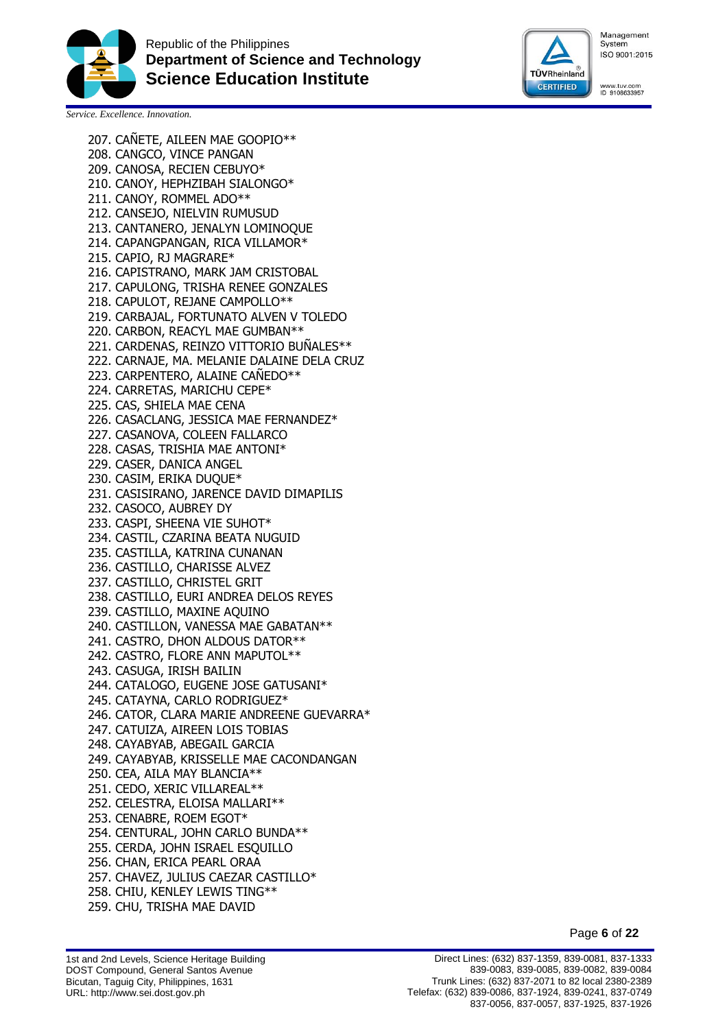207. CAÑETE, AILEEN MAE GOOPIO**
208. CANGCO, VINCE PANGAN
209. CANOSA, RECIEN CEBUYO*
210. CANOY, HEPHZIBAH SIALONGO*
211. CANOY, ROMMEL ADO**
212. CANSEJO, NIELVIN RUMUSUD
213. CANTANERO, JENALYN LOMINOQUE
214. CAPANGPANGAN, RICA VILLAMOR*
215. CAPIO, RJ MAGRARE*
216. CAPISTRANO, MARK JAM CRISTOBAL
217. CAPULONG, TRISHA RENEE GONZALES
218. CAPULOT, REJANE CAMPOLLO**
219. CARBAJAL, FORTUNATO ALVEN V TOLEDO
220. CARBON, REACYL MAE GUMBAN**
221. CARDENAS, REINZO VITTORIO BUÑALES**
222. CARNAJE, MA. MELANIE DALAINE DELA CRUZ
223. CARPENTERO, ALAINE CAÑEDO**
224. CARRETAS, MARICHU CEPE*
225. CAS, SHIELA MAE CENA
226. CASACLANG, JESSICA MAE FERNANDEZ*
227. CASANOVA, COLEEN FALLARCO
228. CASAS, TRISHIA MAE ANTONI*
229. CASER, DANICA ANGEL
230. CASIM, ERIKA DUQUE*
231. CASISIRANO, JARENCE DAVID DIMAPILIS
232. CASOCO, AUBREY DY
233. CASPI, SHEENA VIE SUHOT*
234. CASTIL, CZARINA BEATA NUGUID
235. CASTILLA, KATRINA CUNANAN
236. CASTILLO, CHARISSE ALVEZ
237. CASTILLO, CHRISTEL GRIT
238. CASTILLO, EURI ANDREA DELOS REYES
239. CASTILLO, MAXINE AQUINO
240. CASTILLON, VANESSA MAE GABATAN**
241. CASTRO, DHON ALDOUS DATOR**
242. CASTRO, FLORE ANN MAPUTOL**
243. CASUGA, IRISH BAILIN
244. CATALOGO, EUGENE JOSE GATUSANI*
245. CATAYNA, CARLO RODRIGUEZ*
246. CATOR, CLARA MARIE ANDREENE GUEVARRA*
247. CATUIZA, AIREEN LOIS TOBIAS
248. CAYABYAB, ABEGAIL GARCIA
249. CAYABYAB, KRISSELLE MAE CACONDANGAN
250. CEA, AILA MAY BLANCIA**
251. CEDO, XERIC VILLAREAL**
252. CELESTRA, ELOISA MALLARI**
253. CENABRE, ROEM EGOT*
254. CENTURAL, JOHN CARLO BUNDA**
255. CERDA, JOHN ISRAEL ESQUILLO
256. CHAN, ERICA PEARL ORAA
257. CHAVEZ, JULIUS CAEZAR CASTILLO*
258. CHIU, KENLEY LEWIS TING**
259. CHU, TRISHA MAE DAVID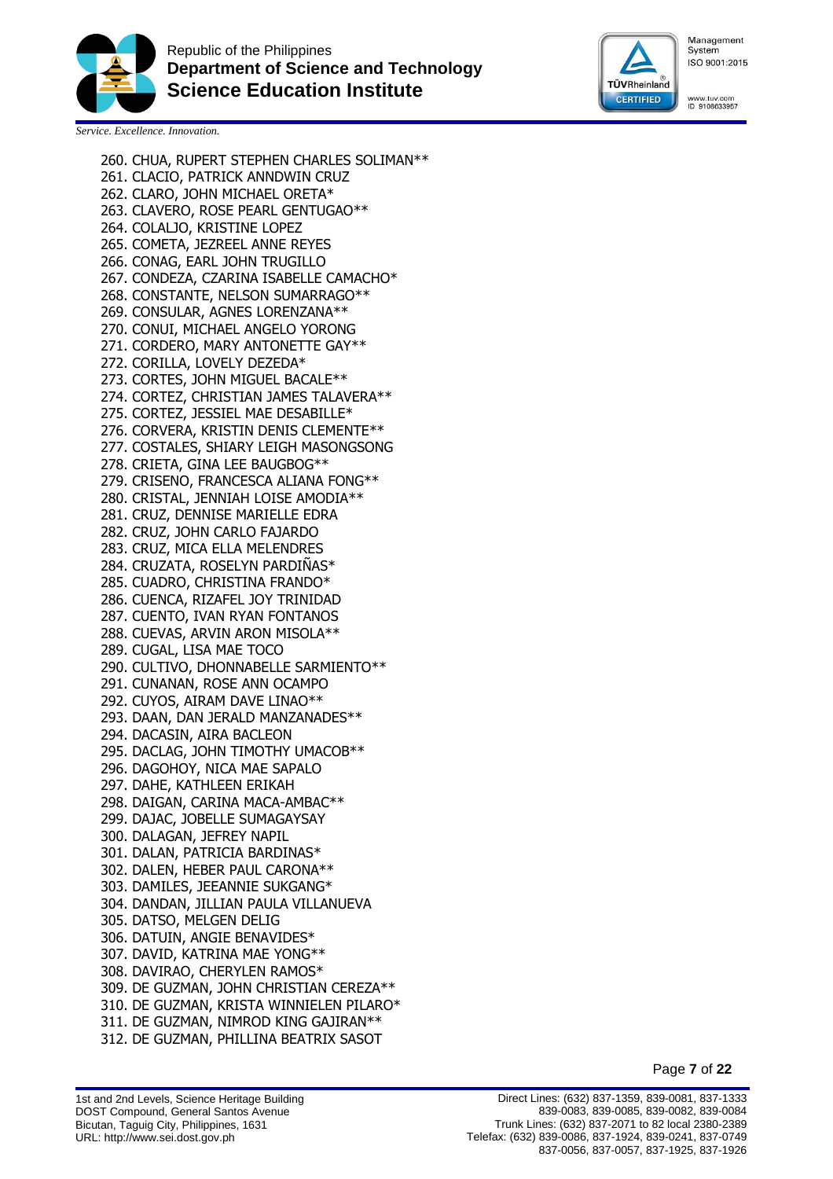260. CHUA, RUPERT STEPHEN CHARLES SOLIMAN**
261. CLACIO, PATRICK ANNDWIN CRUZ
262. CLARO, JOHN MICHAEL ORETA*
263. CLAVERO, ROSE PEARL GENTUGAO**
264. COLALJO, KRISTINE LOPEZ
265. COMETA, JEZREEL ANNE REYES
266. CONAG, EARL JOHN TRUGILLO
267. CONDEZA, CZARINA ISABELLE CAMACHO*
268. CONSTANTE, NELSON SUMARRAGO**
269. CONSULAR, AGNES LORENZANA**
270. CONUI, MICHAEL ANGELO YORONG
271. CORDERO, MARY ANTONETTE GAY**
272. CORILLA, LOVELY DEZEDA*
273. CORTES, JOHN MIGUEL BACALE**
274. CORTEZ, CHRISTIAN JAMES TALAVERA**
275. CORTEZ, JESSIEL MAE DESABILLE*
276. CORVERA, KRISTIN DENIS CLEMENTE**
277. COSTALES, SHIARY LEIGH MASONGSONG
278. CRIETA, GINA LEE BAUGBOG**
279. CRISENO, FRANCESCA ALIANA FONG**
280. CRISTAL, JENNIAH LOISE AMODIA**
281. CRUZ, DENNISE MARIELLE EDRA
282. CRUZ, JOHN CARLO FAJARDO
283. CRUZ, MICA ELLA MELENDRES
284. CRUZATA, ROSELYN PARDIÑAS*
285. CUADRO, CHRISTINA FRANDO*
286. CUENCA, RIZAFEL JOY TRINIDAD
287. CUENTO, IVAN RYAN FONTANOS
288. CUEVAS, ARVIN ARON MISOLA**
289. CUGAL, LISA MAE TOCO
290. CULTIVO, DHONNABELLE SARMIENTO**
291. CUNANAN, ROSE ANN OCAMPO
292. CUYOS, AIRAM DAVE LINAO**
293. DAAN, DAN JERALD MANZANADES**
294. DACASIN, AIRA BACLEON
295. DACLAG, JOHN TIMOTHY UMACOB**
296. DAGOHOY, NICA MAE SAPALO
297. DAHE, KATHLEEN ERIKAH
298. DAIGAN, CARINA MACA-AMBAC**
299. DAJAC, JOBELLE SUMAGAYSAY
300. DALAGAN, JEFREY NAPIL
301. DALAN, PATRICIA BARDINAS*
302. DALEN, HEBER PAUL CARONA**
303. DAMILES, JEEANNIE SUKGANG*
304. DANDAN, JILLIAN PAULA VILLANUEVA
305. DATSO, MELGEN DELIG
306. DATUIN, ANGIE BENAVIDES*
307. DAVID, KATRINA MAE YONG**
308. DAVIRAO, CHERYLEN RAMOS*
309. DE GUZMAN, JOHN CHRISTIAN CEREZA**
310. DE GUZMAN, KRISTA WINNIELEN PILARO*
311. DE GUZMAN, NIMROD KING GAJIRAN**
312. DE GUZMAN, PHILLINA BEATRIX SASOT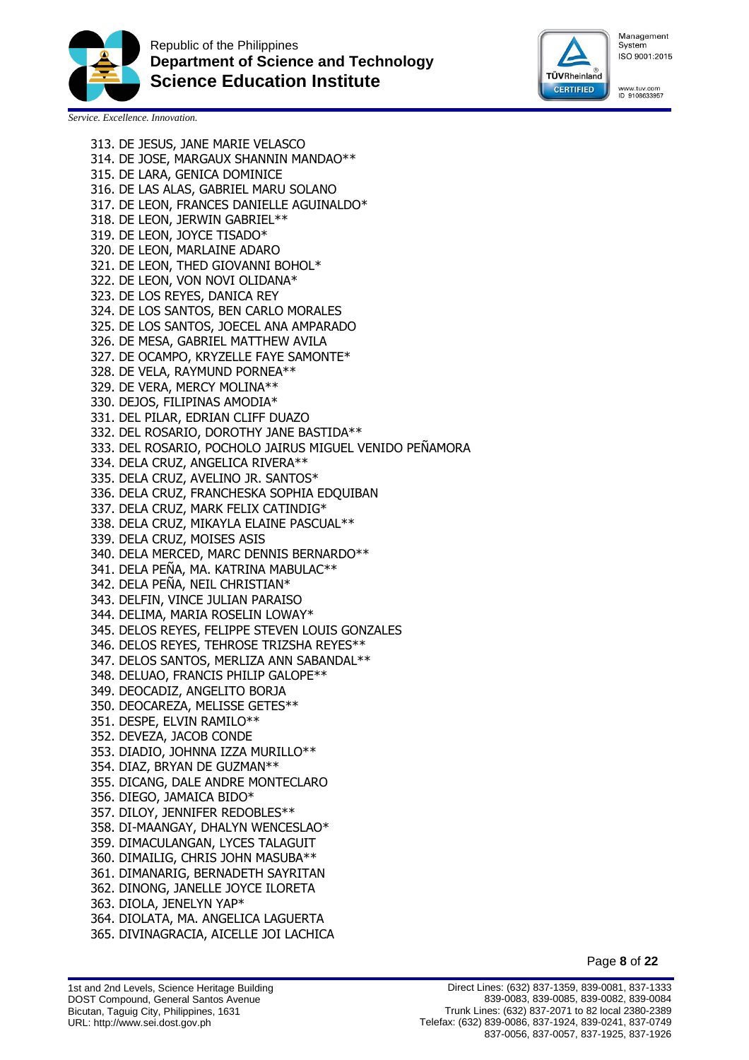313. DE JESUS, JANE MARIE VELASCO
314. DE JOSE, MARGAUX SHANNIN MANDAO**
315. DE LARA, GENICA DOMINICE
316. DE LAS ALAS, GABRIEL MARU SOLANO
317. DE LEON, FRANCES DANIELLE AGUINALDO*
318. DE LEON, JERWIN GABRIEL**
319. DE LEON, JOYCE TISADO*
320. DE LEON, MARLAINE ADARO
321. DE LEON, THED GIOVANNI BOHOL*
322. DE LEON, VON NOVI OLIDANA*
323. DE LOS REYES, DANICA REY
324. DE LOS SANTOS, BEN CARLO MORALES
325. DE LOS SANTOS, JOECEL ANA AMPARADO
326. DE MESA, GABRIEL MATTHEW AVILA
327. DE OCAMPO, KRYZELLE FAYE SAMONTE*
328. DE VELA, RAYMUND PORNEA**
329. DE VERA, MERCY MOLINA**
330. DEJOS, FILIPINAS AMODIA*
331. DEL PILAR, EDRIAN CLIFF DUAZO
332. DEL ROSARIO, DOROTHY JANE BASTIDA**
333. DEL ROSARIO, POCHOLO JAIRUS MIGUEL VENIDO PEÑAMORA
334. DELA CRUZ, ANGELICA RIVERA**
335. DELA CRUZ, AVELINO JR. SANTOS*
336. DELA CRUZ, FRANCHESKA SOPHIA EDQUIBAN
337. DELA CRUZ, MARK FELIX CATINDIG*
338. DELA CRUZ, MIKAYLA ELAINE PASCUAL**
339. DELA CRUZ, MOISES ASIS
340. DELA MERCED, MARC DENNIS BERNARDO**
341. DELA PEÑA, MA. KATRINA MABULAC**
342. DELA PEÑA, NEIL CHRISTIAN*
343. DELFIN, VINCE JULIAN PARAISO
344. DELIMA, MARIA ROSELIN LOWAY*
345. DELOS REYES, FELIPPE STEVEN LOUIS GONZALES
346. DELOS REYES, TEHROSE TRIZSHA REYES**
347. DELOS SANTOS, MERLIZA ANN SABANDAL**
348. DELUAO, FRANCIS PHILIP GALOPE**
349. DEOCADIZ, ANGELITO BORJA
350. DEOCAREZA, MELISSE GETES**
351. DESPE, ELVIN RAMILO**
352. DEVEZA, JACOB CONDE
353. DIADIO, JOHNNA IZZA MURILLO**
354. DIAZ, BRYAN DE GUZMAN**
355. DICANG, DALE ANDRE MONTECLARO
356. DIEGO, JAMAICA BIDO*
357. DILOY, JENNIFER REDOBLES**
358. DI-MAANGAY, DHALYN WENCESLAO*
359. DIMACULANGAN, LYCES TALAGUIT
360. DIMAILIG, CHRIS JOHN MASUBA**
361. DIMANARIG, BERNADETH SAYRITAN
362. DINONG, JANELLE JOYCE ILORETA
363. DIOLA, JENELYN YAP*
364. DIOLATA, MA. ANGELICA LAGUERTA
365. DIVINAGRACIA, AICELLE JOI LACHICA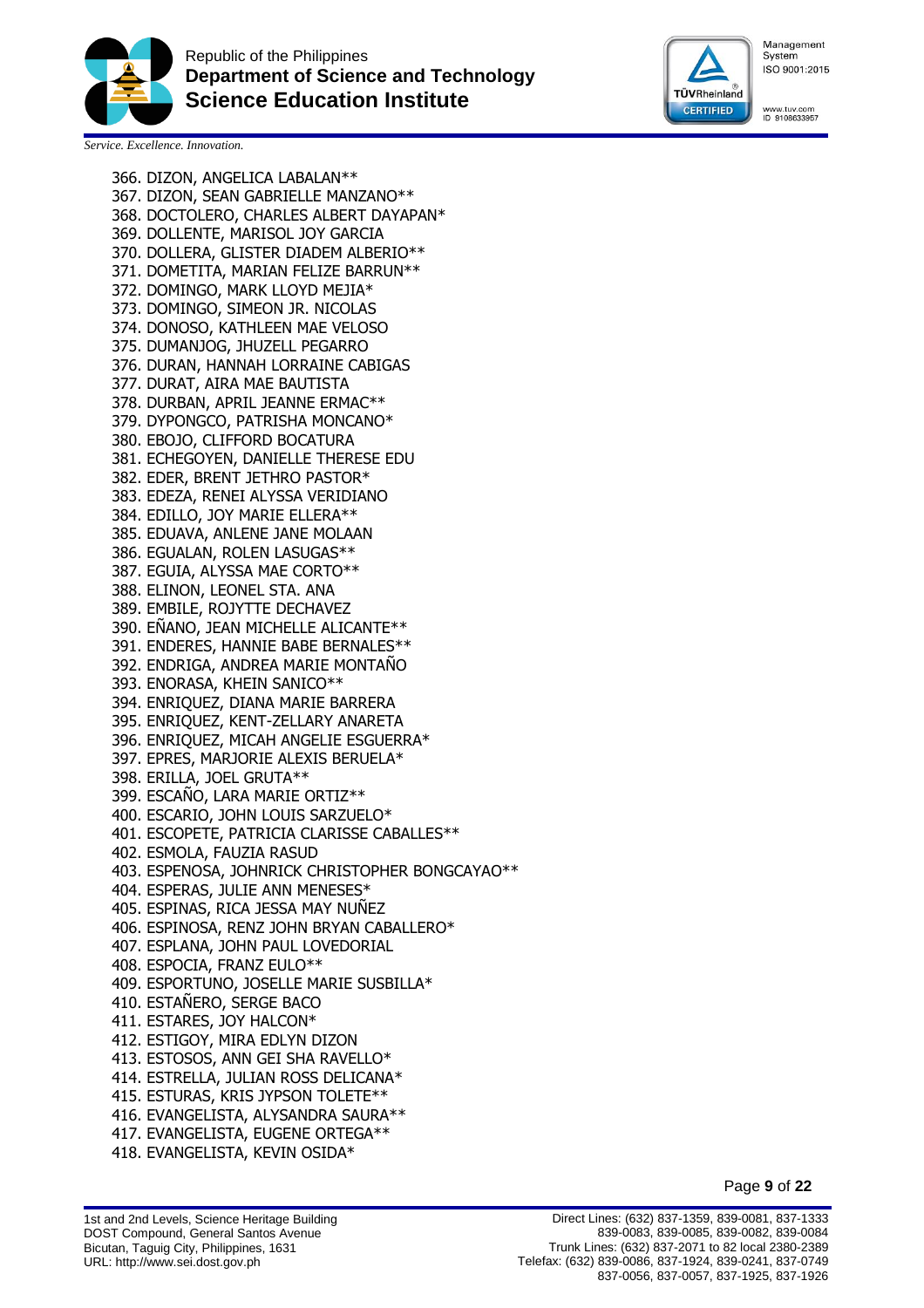366. DIZON, ANGELICA LABALAN**
367. DIZON, SEAN GABRIELLE MANZANO**
368. DOCTOLERO, CHARLES ALBERT DAYAPAN*
369. DOLLENTE, MARISOL JOY GARCIA
370. DOLLERA, GLISTER DIADEM ALBERIO**
371. DOMETITA, MARIAN FELIZE BARRUN**
372. DOMINGO, MARK LLOYD MEJIA*
373. DOMINGO, SIMEON JR. NICOLAS
374. DONOSO, KATHLEEN MAE VELOSO
375. DUMANJOG, JHUZELL PEGARRO
376. DURAN, HANNAH LORRAINE CABIGAS
377. DURAT, AIRA MAE BAUTISTA
378. DURBAN, APRIL JEANNE ERMAC**
379. DYPONGCO, PATRISHA MONCANO*
380. EBOJO, CLIFFORD BOCATURA
381. ECHEGOYEN, DANIELLE THERESE EDU
382. EDER, BRENT JETHRO PASTOR*
383. EDEZA, RENEI ALYSSA VERIDIANO
384. EDILLO, JOY MARIE ELLERA**
385. EDUAVA, ANLENE JANE MOLAAN
386. EGUALAN, ROLEN LASUGAS**
387. EGUIA, ALYSSA MAE CORTO**
388. ELINON, LEONEL STA. ANA
389. EMBILE, ROJYTTE DECHAVEZ
390. EÑANO, JEAN MICHELLE ALICANTE**
391. ENDERES, HANNIE BABE BERNALES**
392. ENDRIGA, ANDREA MARIE MONTAÑO
393. ENORASA, KHEIN SANICO**
394. ENRIQUEZ, DIANA MARIE BARRERA
395. ENRIQUEZ, KENT-ZELLARY ANARETA
396. ENRIQUEZ, MICAH ANGELIE ESGUERRA*
397. EPRES, MARJORIE ALEXIS BERUELA*
398. ERILLA, JOEL GRUTA**
399. ESCAÑO, LARA MARIE ORTIZ**
400. ESCARIO, JOHN LOUIS SARZUELO*
401. ESCOPETE, PATRICIA CLARISSE CABALLES**
402. ESMOLA, FAUZIA RASUD
403. ESPENOSA, JOHNRICK CHRISTOPHER BONGCAYAO**
404. ESPERAS, JULIE ANN MENESES*
405. ESPINAS, RICA JESSA MAY NUÑEZ
406. ESPINOSA, RENZ JOHN BRYAN CABALLERO*
407. ESPLANA, JOHN PAUL LOVEDORIAL
408. ESPOCIA, FRANZ EULO**
409. ESPORTUNO, JOSELLE MARIE SUSBILLA*
410. ESTAÑERO, SERGE BACO
411. ESTARES, JOY HALCON*
412. ESTIGOY, MIRA EDLYN DIZON
413. ESTOSOS, ANN GEI SHA RAVELLO*
414. ESTRELLA, JULIAN ROSS DELICANA*
415. ESTURAS, KRIS JYPSON TOLETE**
416. EVANGELISTA, ALYSANDRA SAURA**
417. EVANGELISTA, EUGENE ORTEGA**
418. EVANGELISTA, KEVIN OSIDA*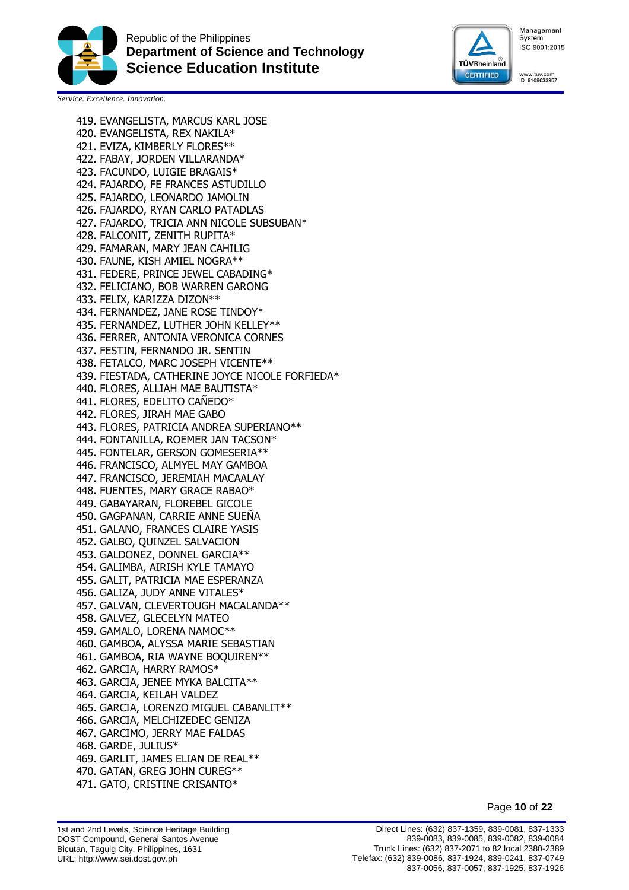419. EVANGELISTA, MARCUS KARL JOSE
420. EVANGELISTA, REX NAKILA*
421. EVIZA, KIMBERLY FLORES**
422. FABAY, JORDEN VILLARANDA*
423. FACUNDO, LUIGIE BRAGAIS*
424. FAJARDO, FE FRANCES ASTUDILLO
425. FAJARDO, LEONARDO JAMOLIN
426. FAJARDO, RYAN CARLO PATADLAS
427. FAJARDO, TRICIA ANN NICOLE SUBSUBAN*
428. FALCONIT, ZENITH RUPITA*
429. FAMARAN, MARY JEAN CAHILIG
430. FAUNE, KISH AMIEL NOGRA**
431. FEDERE, PRINCE JEWEL CABADING*
432. FELICIANO, BOB WARREN GARONG
433. FELIX, KARIZZA DIZON**
434. FERNANDEZ, JANE ROSE TINDOY*
435. FERNANDEZ, LUTHER JOHN KELLEY**
436. FERRER, ANTONIA VERONICA CORNES
437. FESTIN, FERNANDO JR. SENTIN
438. FETALCO, MARC JOSEPH VICENTE**
439. FIESTADA, CATHERINE JOYCE NICOLE FORFIEDA*
440. FLORES, ALLIAH MAE BAUTISTA*
441. FLORES, EDELITO CAÑEDO*
442. FLORES, JIRAH MAE GABO
443. FLORES, PATRICIA ANDREA SUPERIANO**
444. FONTANILLA, ROEMER JAN TACSON*
445. FONTELAR, GERSON GOMESERIA**
446. FRANCISCO, ALMYEL MAY GAMBOA
447. FRANCISCO, JEREMIAH MACAALAY
448. FUENTES, MARY GRACE RABAO*
449. GABAYARAN, FLOREBEL GICOLE
450. GAGPANAN, CARRIE ANNE SUEÑA
451. GALANO, FRANCES CLAIRE YASIS
452. GALBO, QUINZEL SALVACION
453. GALDONEZ, DONNEL GARCIA**
454. GALIMBA, AIRISH KYLE TAMAYO
455. GALIT, PATRICIA MAE ESPERANZA
456. GALIZA, JUDY ANNE VITALES*
457. GALVAN, CLEVERTOUGH MACALANDA**
458. GALVEZ, GLECELYN MATEO
459. GAMALO, LORENA NAMOC**
460. GAMBOA, ALYSSA MARIE SEBASTIAN
461. GAMBOA, RIA WAYNE BOQUIREN**
462. GARCIA, HARRY RAMOS*
463. GARCIA, JENEE MYKA BALCITA**
464. GARCIA, KEILAH VALDEZ
465. GARCIA, LORENZO MIGUEL CABANLIT**
466. GARCIA, MELCHIZEDEC GENIZA
467. GARCIMO, JERRY MAE FALDAS
468. GARDE, JULIUS*
469. GARLIT, JAMES ELIAN DE REAL**
470. GATAN, GREG JOHN CUREG**
471. GATO, CRISTINE CRISANTO*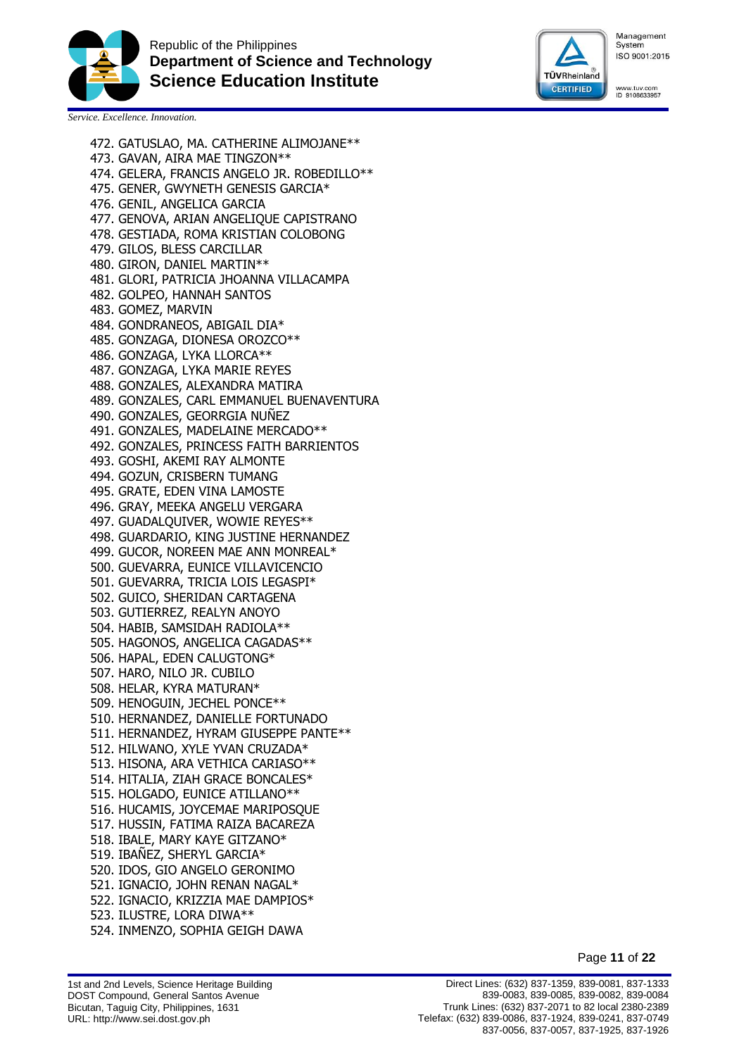472. GATUSLAO, MA. CATHERINE ALIMOJANE**
473. GAVAN, AIRA MAE TINGZON**
474. GELERA, FRANCIS ANGELO JR. ROBEDILLO**
475. GENER, GWYNETH GENESIS GARCIA*
476. GENIL, ANGELICA GARCIA
477. GENOVA, ARIAN ANGELIQUE CAPISTRANO
478. GESTIADA, ROMA KRISTIAN COLOBONG
479. GILOS, BLESS CARCILLAR
480. GIRON, DANIEL MARTIN**
481. GLORI, PATRICIA JHOANNA VILLACAMPA
482. GOLPEO, HANNAH SANTOS
483. GOMEZ, MARVIN
484. GONDRANEOS, ABIGAIL DIA*
485. GONZAGA, DIONESA OROZCO**
486. GONZAGA, LYKA LLORCA**
487. GONZAGA, LYKA MARIE REYES
488. GONZALES, ALEXANDRA MATIRA
489. GONZALES, CARL EMMANUEL BUENAVENTURA
490. GONZALES, GEORRGIA NUÑEZ
491. GONZALES, MADELAINE MERCADO**
492. GONZALES, PRINCESS FAITH BARRIENTOS
493. GOSHI, AKEMI RAY ALMONTE
494. GOZUN, CRISBERN TUMANG
495. GRATE, EDEN VINA LAMOSTE
496. GRAY, MEEKA ANGELU VERGARA
497. GUADALQUIVER, WOWIE REYES**
498. GUARDARIO, KING JUSTINE HERNANDEZ
499. GUCOR, NOREEN MAE ANN MONREAL*
500. GUEVARRA, EUNICE VILLAVICENCIO
501. GUEVARRA, TRICIA LOIS LEGASPI*
502. GUICO, SHERIDAN CARTAGENA
503. GUTIERREZ, REALYN ANOYO
504. HABIB, SAMSIDAH RADIOLA**
505. HAGONOS, ANGELICA CAGADAS**
506. HAPAL, EDEN CALUGTONG*
507. HARO, NILO JR. CUBILO
508. HELAR, KYRA MATURAN*
509. HENOGUIN, JECHEL PONCE**
510. HERNANDEZ, DANIELLE FORTUNADO
511. HERNANDEZ, HYRAM GIUSEPPE PANTE**
512. HILWANO, XYLE YVAN CRUZADA*
513. HISONA, ARA VETHICA CARIASO**
514. HITALIA, ZIAH GRACE BONCALES*
515. HOLGADO, EUNICE ATILLANO**
516. HUCAMIS, JOYCEMAE MARIPOSQUE
517. HUSSIN, FATIMA RAIZA BACAREZA
518. IBALE, MARY KAYE GITZANO*
519. IBAÑEZ, SHERYL GARCIA*
520. IDOS, GIO ANGELO GERONIMO
521. IGNACIO, JOHN RENAN NAGAL*
522. IGNACIO, KRIZZIA MAE DAMPIOS*
523. ILUSTRE, LORA DIWA**
524. INMENZO, SOPHIA GEIGH DAWA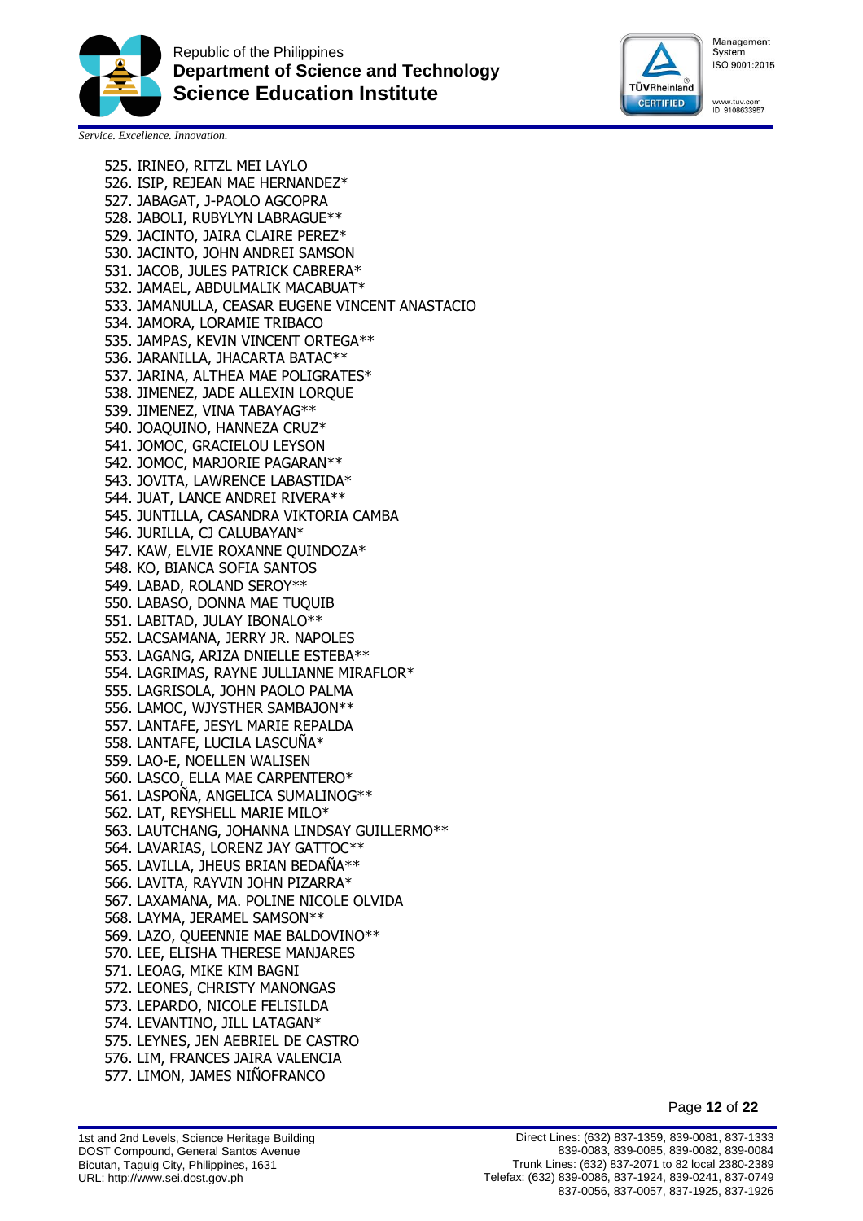525. IRINEO, RITZL MEI LAYLO
526. ISIP, REJEAN MAE HERNANDEZ*
527. JABAGAT, J-PAOLO AGCOPRA
528. JABOLI, RUBYLYN LABRAGUE**
529. JACINTO, JAIRA CLAIRE PEREZ*
530. JACINTO, JOHN ANDREI SAMSON
531. JACOB, JULES PATRICK CABRERA*
532. JAMAEL, ABDULMALIK MACABUAT*
533. JAMANULLA, CEASAR EUGENE VINCENT ANASTACIO
534. JAMORA, LORAMIE TRIBACO
535. JAMPAS, KEVIN VINCENT ORTEGA**
536. JARANILLA, JHACARTA BATAC**
537. JARINA, ALTHEA MAE POLIGRATES*
538. JIMENEZ, JADE ALLEXIN LORQUE
539. JIMENEZ, VINA TABAYAG**
540. JOAQUINO, HANNEZA CRUZ*
541. JOMOC, GRACIELOU LEYSON
542. JOMOC, MARJORIE PAGARAN**
543. JOVITA, LAWRENCE LABASTIDA*
544. JUAT, LANCE ANDREI RIVERA**
545. JUNTILLA, CASANDRA VIKTORIA CAMBA
546. JURILLA, CJ CALUBAYAN*
547. KAW, ELVIE ROXANNE QUINDOZA*
548. KO, BIANCA SOFIA SANTOS
549. LABAD, ROLAND SEROY**
550. LABASO, DONNA MAE TUQUIB
551. LABITAD, JULAY IBONALO**
552. LACSAMANA, JERRY JR. NAPOLES
553. LAGANG, ARIZA DNIELLE ESTEBA**
554. LAGRIMAS, RAYNE JULLIANNE MIRAFLOR*
555. LAGRISOLA, JOHN PAOLO PALMA
556. LAMOC, WJYSTHER SAMBAJON**
557. LANTAFE, JESYL MARIE REPALDA
558. LANTAFE, LUCILA LASCUÑA*
559. LAO-E, NOELLEN WALISEN
560. LASCO, ELLA MAE CARPENTERO*
561. LASPOÑA, ANGELICA SUMALINOG**
562. LAT, REYSHELL MARIE MILO*
563. LAUTCHANG, JOHANNA LINDSAY GUILLERMO**
564. LAVARIAS, LORENZ JAY GATTOC**
565. LAVILLA, JHEUS BRIAN BEDAÑA**
566. LAVITA, RAYVIN JOHN PIZARRA*
567. LAXAMANA, MA. POLINE NICOLE OLVIDA
568. LAYMA, JERAMEL SAMSON**
569. LAZO, QUEENNIE MAE BALDOVINO**
570. LEE, ELISHA THERESE MANJARES
571. LEOAG, MIKE KIM BAGNI
572. LEONES, CHRISTY MANONGAS
573. LEPARDO, NICOLE FELISILDA
574. LEVANTINO, JILL LATAGAN*
575. LEYNES, JEN AEBRIEL DE CASTRO
576. LIM, FRANCES JAIRA VALENCIA
577. LIMON, JAMES NIÑOFRANCO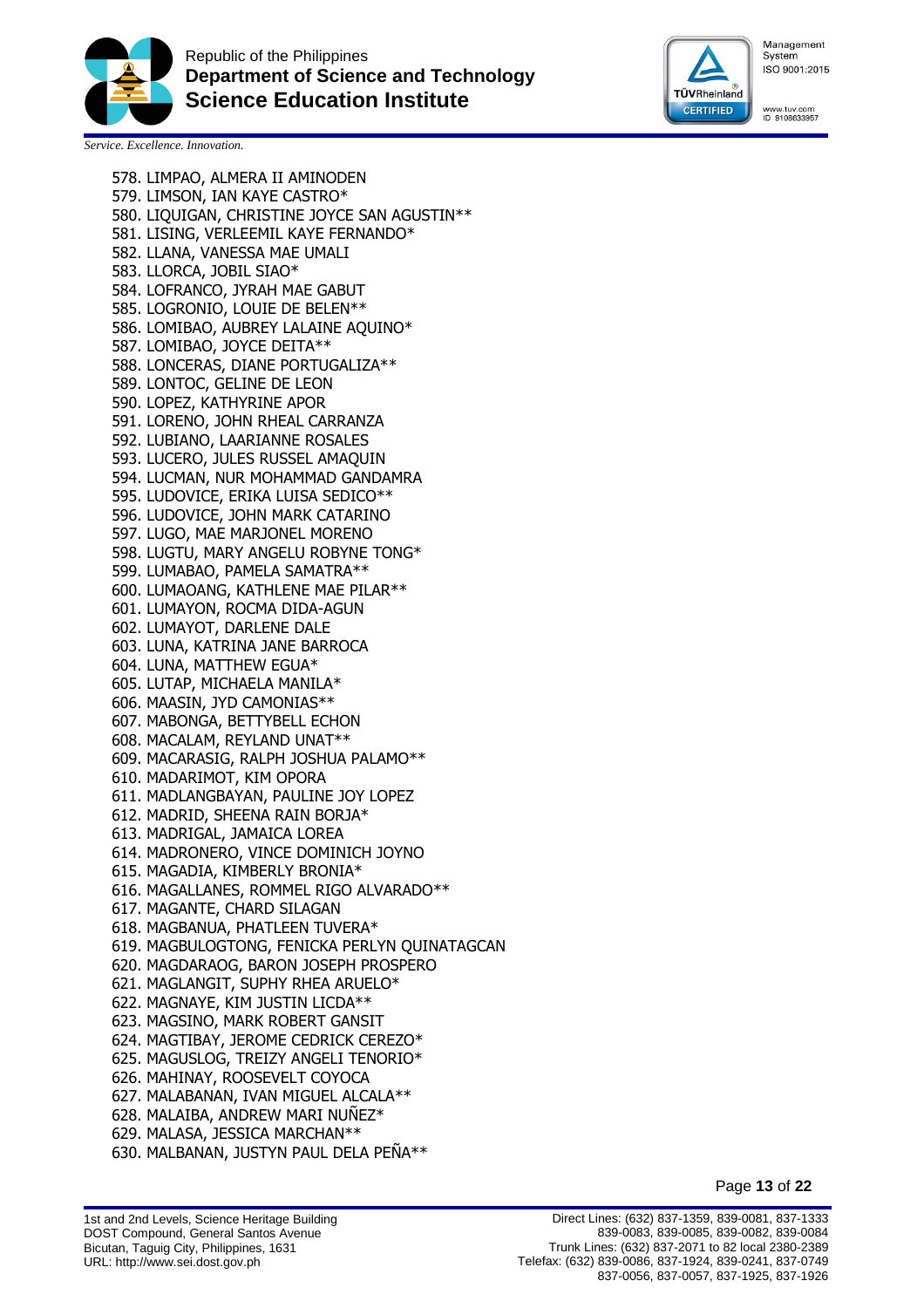578. LIMPAO, ALMERA II AMINODEN
579. LIMSON, IAN KAYE CASTRO*
580. LIQUIGAN, CHRISTINE JOYCE SAN AGUSTIN**
581. LISING, VERLEEMIL KAYE FERNANDO*
582. LLANA, VANESSA MAE UMALI
583. LLORCA, JOBIL SIAO*
584. LOFRANCO, JYRAH MAE GABUT
585. LOGRONIO, LOUIE DE BELEN**
586. LOMIBAO, AUBREY LALAINE AQUINO*
587. LOMIBAO, JOYCE DEITA**
588. LONCERAS, DIANE PORTUGALIZA**
589. LONTOC, GELINE DE LEON
590. LOPEZ, KATHYRINE APOR
591. LORENO, JOHN RHEAL CARRANZA
592. LUBIANO, LAARIANNE ROSALES
593. LUCERO, JULES RUSSEL AMAQUIN
594. LUCMAN, NUR MOHAMMAD GANDAMRA
595. LUDOVICE, ERIKA LUISA SEDICO**
596. LUDOVICE, JOHN MARK CATARINO
597. LUGO, MAE MARJONEL MORENO
598. LUGTU, MARY ANGELU ROBYNE TONG*
599. LUMABAO, PAMELA SAMATRA**
600. LUMAOANG, KATHLENE MAE PILAR**
601. LUMAYON, ROCMA DIDA-AGUN
602. LUMAYOT, DARLENE DALE
603. LUNA, KATRINA JANE BARROCA
604. LUNA, MATTHEW EGUA*
605. LUTAP, MICHAELA MANILA*
606. MAASIN, JYD CAMONIAS**
607. MABONGA, BETTYBELL ECHON
608. MACALAM, REYLAND UNAT**
609. MACARASIG, RALPH JOSHUA PALAMO**
610. MADARIMOT, KIM OPORA
611. MADLANGBAYAN, PAULINE JOY LOPEZ
612. MADRID, SHEENA RAIN BORJA*
613. MADRIGAL, JAMAICA LOREA
614. MADRONERO, VINCE DOMINICH JOYNO
615. MAGADIA, KIMBERLY BRONIA*
616. MAGALLANES, ROMMEL RIGO ALVARADO**
617. MAGANTE, CHARD SILAGAN
618. MAGBANUA, PHATLEEN TUVERA*
619. MAGBULOGTONG, FENICKA PERLYN QUINATAGCAN
620. MAGDARAOG, BARON JOSEPH PROSPERO
621. MAGLANGIT, SUPHY RHEA ARUELO*
622. MAGNAYE, KIM JUSTIN LICDA**
623. MAGSINO, MARK ROBERT GANSIT
624. MAGTIBAY, JEROME CEDRICK CEREZO*
625. MAGUSLOG, TREIZY ANGELI TENORIO*
626. MAHINAY, ROOSEVELT COYOCA
627. MALABANAN, IVAN MIGUEL ALCALA**
628. MALAIBA, ANDREW MARI NUÑEZ*
629. MALASA, JESSICA MARCHAN**
630. MALBANAN, JUSTYN PAUL DELA PEÑA**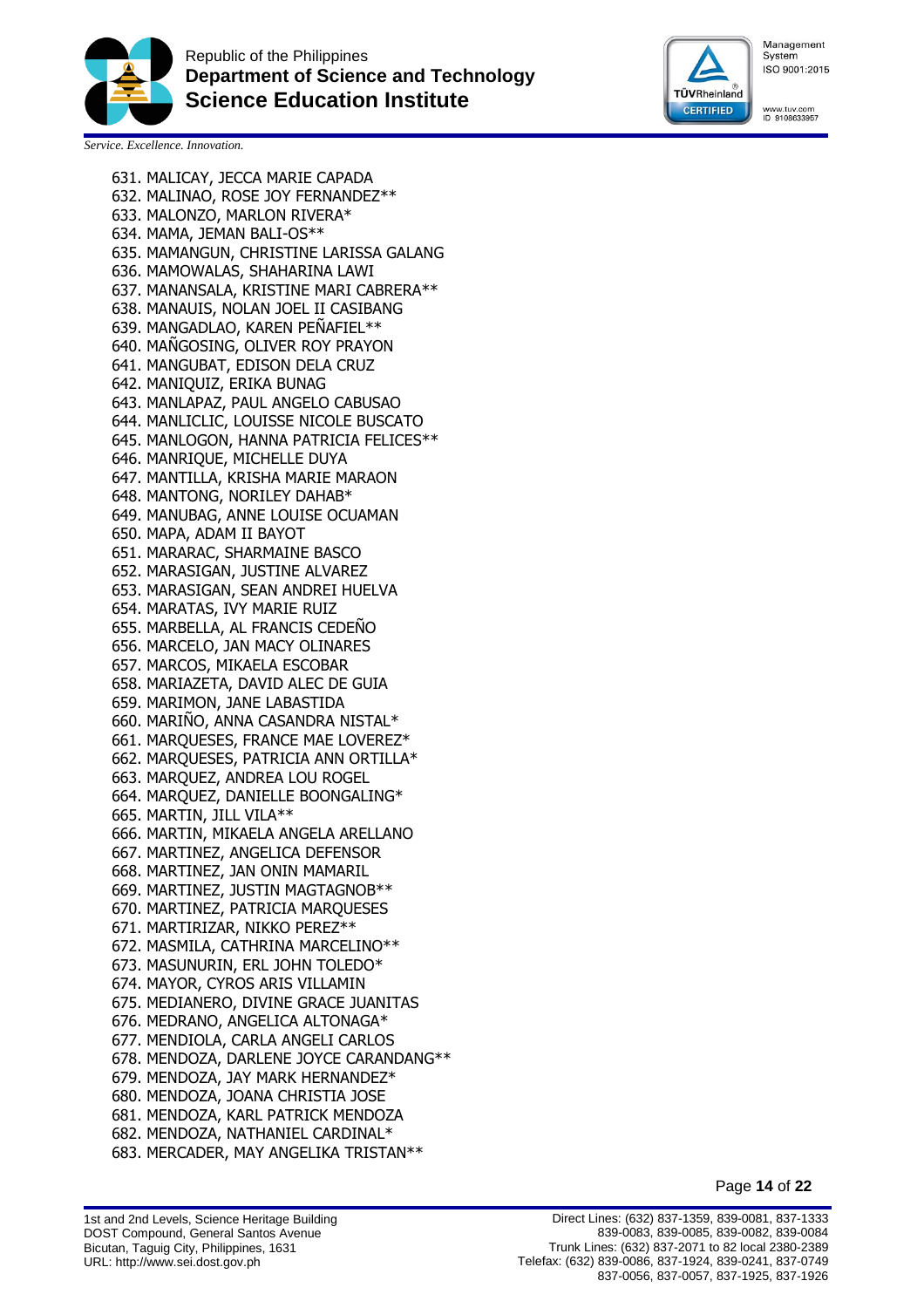631. MALICAY, JECCA MARIE CAPADA
632. MALINAO, ROSE JOY FERNANDEZ**
633. MALONZO, MARLON RIVERA*
634. MAMA, JEMAN BALI-OS**
635. MAMANGUN, CHRISTINE LARISSA GALANG
636. MAMOWALAS, SHAHARINA LAWI
637. MANANSALA, KRISTINE MARI CABRERA**
638. MANAUIS, NOLAN JOEL II CASIBANG
639. MANGADLAO, KAREN PEÑAFIEL**
640. MAÑGOSING, OLIVER ROY PRAYON
641. MANGUBAT, EDISON DELA CRUZ
642. MANIQUIZ, ERIKA BUNAG
643. MANLAPAZ, PAUL ANGELO CABUSAO
644. MANLICLIC, LOUISSE NICOLE BUSCATO
645. MANLOGON, HANNA PATRICIA FELICES**
646. MANRIQUE, MICHELLE DUYA
647. MANTILLA, KRISHA MARIE MARAON
648. MANTONG, NORILEY DAHAB*
649. MANUBAG, ANNE LOUISE OCUAMAN
650. MAPA, ADAM II BAYOT
651. MARARAC, SHARMAINE BASCO
652. MARASIGAN, JUSTINE ALVAREZ
653. MARASIGAN, SEAN ANDREI HUELVA
654. MARATAS, IVY MARIE RUIZ
655. MARBELLA, AL FRANCIS CEDEÑO
656. MARCELO, JAN MACY OLINARES
657. MARCOS, MIKAELA ESCOBAR
658. MARIAZETA, DAVID ALEC DE GUIA
659. MARIMON, JANE LABASTIDA
660. MARIÑO, ANNA CASANDRA NISTAL*
661. MARQUESES, FRANCE MAE LOVEREZ*
662. MARQUESES, PATRICIA ANN ORTILLA*
663. MARQUEZ, ANDREA LOU ROGEL
664. MARQUEZ, DANIELLE BOONGALING*
665. MARTIN, JILL VILA**
666. MARTIN, MIKAELA ANGELA ARELLANO
667. MARTINEZ, ANGELICA DEFENSOR
668. MARTINEZ, JAN ONIN MAMARIL
669. MARTINEZ, JUSTIN MAGTAGNOB**
670. MARTINEZ, PATRICIA MARQUESES
671. MARTIRIZAR, NIKKO PEREZ**
672. MASMILA, CATHRINA MARCELINO**
673. MASUNURIN, ERL JOHN TOLEDO*
674. MAYOR, CYROS ARIS VILLAMIN
675. MEDIANERO, DIVINE GRACE JUANITAS
676. MEDRANO, ANGELICA ALTONAGA*
677. MENDIOLA, CARLA ANGELI CARLOS
678. MENDOZA, DARLENE JOYCE CARANDANG**
679. MENDOZA, JAY MARK HERNANDEZ*
680. MENDOZA, JOANA CHRISTIA JOSE
681. MENDOZA, KARL PATRICK MENDOZA
682. MENDOZA, NATHANIEL CARDINAL*
683. MERCADER, MAY ANGELIKA TRISTAN**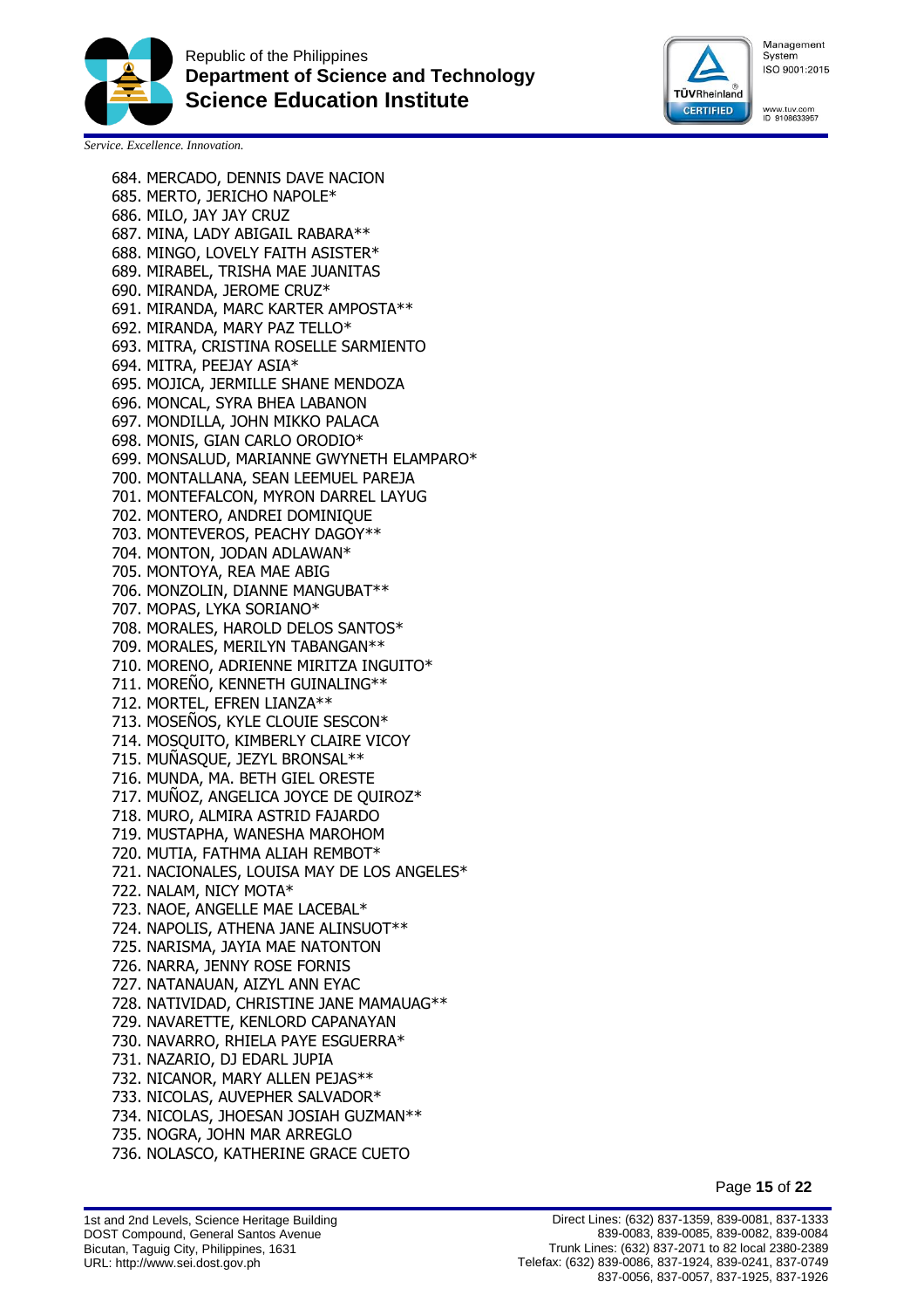684. MERCADO, DENNIS DAVE NACION
685. MERTO, JERICHO NAPOLE*
686. MILO, JAY JAY CRUZ
687. MINA, LADY ABIGAIL RABARA**
688. MINGO, LOVELY FAITH ASISTER*
689. MIRABEL, TRISHA MAE JUANITAS
690. MIRANDA, JEROME CRUZ*
691. MIRANDA, MARC KARTER AMPOSTA**
692. MIRANDA, MARY PAZ TELLO*
693. MITRA, CRISTINA ROSELLE SARMIENTO
694. MITRA, PEEJAY ASIA*
695. MOJICA, JERMILLE SHANE MENDOZA
696. MONCAL, SYRA BHEA LABANON
697. MONDILLA, JOHN MIKKO PALACA
698. MONIS, GIAN CARLO ORODIO*
699. MONSALUD, MARIANNE GWYNETH ELAMPARO*
700. MONTALLANA, SEAN LEEMUEL PAREJA
701. MONTEFALCON, MYRON DARREL LAYUG
702. MONTERO, ANDREI DOMINIQUE
703. MONTEVEROS, PEACHY DAGOY**
704. MONTON, JODAN ADLAWAN*
705. MONTOYA, REA MAE ABIG
706. MONZOLIN, DIANNE MANGUBAT**
707. MOPAS, LYKA SORIANO*
708. MORALES, HAROLD DELOS SANTOS*
709. MORALES, MERILYN TABANGAN**
710. MORENO, ADRIENNE MIRITZA INGUITO*
711. MOREÑO, KENNETH GUINALING**
712. MORTEL, EFREN LIANZA**
713. MOSEÑOS, KYLE CLOUIE SESCON*
714. MOSQUITO, KIMBERLY CLAIRE VICOY
715. MUÑASQUE, JEZYL BRONSAL**
716. MUNDA, MA. BETH GIEL ORESTE
717. MUÑOZ, ANGELICA JOYCE DE QUIROZ*
718. MURO, ALMIRA ASTRID FAJARDO
719. MUSTAPHA, WANESHA MAROHOM
720. MUTIA, FATHMA ALIAH REMBOT*
721. NACIONALES, LOUISA MAY DE LOS ANGELES*
722. NALAM, NICY MOTA*
723. NAOE, ANGELLE MAE LACEBAL*
724. NAPOLIS, ATHENA JANE ALINSUOT**
725. NARISMA, JAYIA MAE NATONTON
726. NARRA, JENNY ROSE FORNIS
727. NATANAUAN, AIZYL ANN EYAC
728. NATIVIDAD, CHRISTINE JANE MAMAUAG**
729. NAVARETTE, KENLORD CAPANAYAN
730. NAVARRO, RHIELA PAYE ESGUERRA*
731. NAZARIO, DJ EDARL JUPIA
732. NICANOR, MARY ALLEN PEJAS**
733. NICOLAS, AUVEPHER SALVADOR*
734. NICOLAS, JHOESAN JOSIAH GUZMAN**
735. NOGRA, JOHN MAR ARREGLO
736. NOLASCO, KATHERINE GRACE CUETO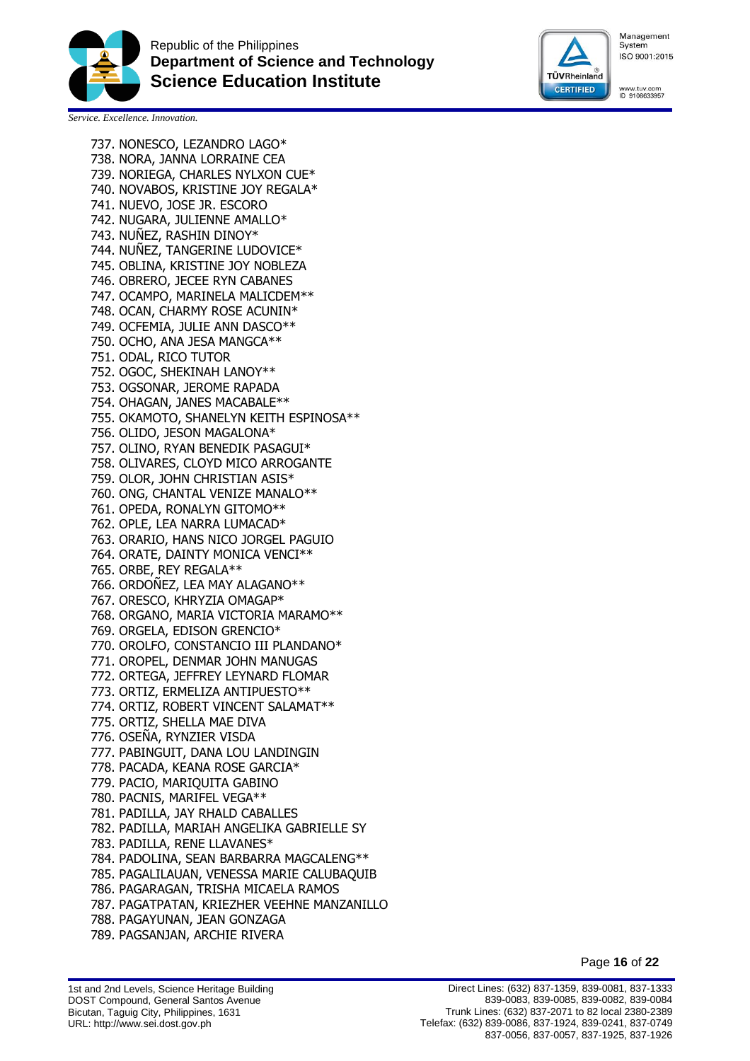737. NONESCO, LEZANDRO LAGO*
738. NORA, JANNA LORRAINE CEA
739. NORIEGA, CHARLES NYLXON CUE*
740. NOVABOS, KRISTINE JOY REGALA*
741. NUEVO, JOSE JR. ESCORO
742. NUGARA, JULIENNE AMALLO*
743. NUÑEZ, RASHIN DINOY*
744. NUÑEZ, TANGERINE LUDOVICE*
745. OBLINA, KRISTINE JOY NOBLEZA
746. OBRERO, JECEE RYN CABANES
747. OCAMPO, MARINELA MALICDEM**
748. OCAN, CHARMY ROSE ACUNIN*
749. OCFEMIA, JULIE ANN DASCO**
750. OCHO, ANA JESA MANGCA**
751. ODAL, RICO TUTOR
752. OGOC, SHEKINAH LANOY**
753. OGSONAR, JEROME RAPADA
754. OHAGAN, JANES MACABALE**
755. OKAMOTO, SHANELYN KEITH ESPINOSA**
756. OLIDO, JESON MAGALONA*
757. OLINO, RYAN BENEDIK PASAGUI*
758. OLIVARES, CLOYD MICO ARROGANTE
759. OLOR, JOHN CHRISTIAN ASIS*
760. ONG, CHANTAL VENIZE MANALO**
761. OPEDA, RONALYN GITOMO**
762. OPLE, LEA NARRA LUMACAD*
763. ORARIO, HANS NICO JORGEL PAGUIO
764. ORATE, DAINTY MONICA VENCI**
765. ORBE, REY REGALA**
766. ORDOÑEZ, LEA MAY ALAGANO**
767. ORESCO, KHRYZIA OMAGAP*
768. ORGANO, MARIA VICTORIA MARAMO**
769. ORGELA, EDISON GRENCIO*
770. OROLFO, CONSTANCIO III PLANDANO*
771. OROPEL, DENMAR JOHN MANUGAS
772. ORTEGA, JEFFREY LEYNARD FLOMAR
773. ORTIZ, ERMELIZA ANTIPUESTO**
774. ORTIZ, ROBERT VINCENT SALAMAT**
775. ORTIZ, SHELLA MAE DIVA
776. OSEÑA, RYNZIER VISDA
777. PABINGUIT, DANA LOU LANDINGIN
778. PACADA, KEANA ROSE GARCIA*
779. PACIO, MARIQUITA GABINO
780. PACNIS, MARIFEL VEGA**
781. PADILLA, JAY RHALD CABALLES
782. PADILLA, MARIAH ANGELIKA GABRIELLE SY
783. PADILLA, RENE LLAVANES*
784. PADOLINA, SEAN BARBARRA MAGCALENG**
785. PAGALILAUAN, VENESSA MARIE CALUBAQUIB
786. PAGARAGAN, TRISHA MICAELA RAMOS
787. PAGATPATAN, KRIEZHER VEEHNE MANZANILLO
788. PAGAYUNAN, JEAN GONZAGA
789. PAGSANJAN, ARCHIE RIVERA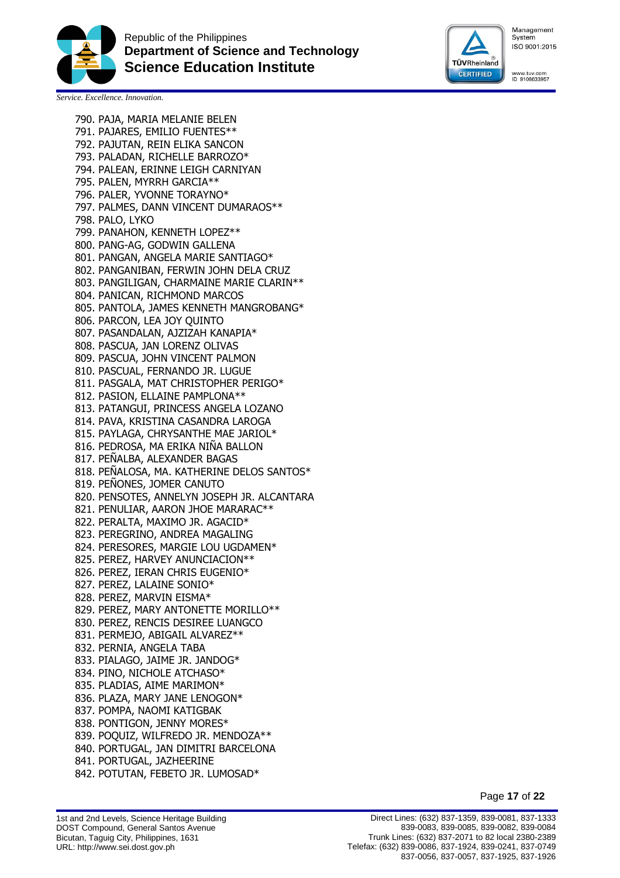790. PAJA, MARIA MELANIE BELEN
791. PAJARES, EMILIO FUENTES**
792. PAJUTAN, REIN ELIKA SANCON
793. PALADAN, RICHELLE BARROZO*
794. PALEAN, ERINNE LEIGH CARNIYAN
795. PALEN, MYRRH GARCIA**
796. PALER, YVONNE TORAYNO*
797. PALMES, DANN VINCENT DUMARAOS**
798. PALO, LYKO
799. PANAHON, KENNETH LOPEZ**
800. PANG-AG, GODWIN GALLENA
801. PANGAN, ANGELA MARIE SANTIAGO*
802. PANGANIBAN, FERWIN JOHN DELA CRUZ
803. PANGILIGAN, CHARMAINE MARIE CLARIN**
804. PANICAN, RICHMOND MARCOS
805. PANTOLA, JAMES KENNETH MANGROBANG*
806. PARCON, LEA JOY QUINTO
807. PASANDALAN, AJZIZAH KANAPIA*
808. PASCUA, JAN LORENZ OLIVAS
809. PASCUA, JOHN VINCENT PALMON
810. PASCUAL, FERNANDO JR. LUGUE
811. PASGALA, MAT CHRISTOPHER PERIGO*
812. PASION, ELLAINE PAMPLONA**
813. PATANGUI, PRINCESS ANGELA LOZANO
814. PAVA, KRISTINA CASANDRA LAROGA
815. PAYLAGA, CHRYSANTHE MAE JARIOL*
816. PEDROSA, MA ERIKA NIÑA BALLON
817. PEÑALBA, ALEXANDER BAGAS
818. PEÑALOSA, MA. KATHERINE DELOS SANTOS*
819. PEÑONES, JOMER CANUTO
820. PENSOTES, ANNELYN JOSEPH JR. ALCANTARA
821. PENULIAR, AARON JHOE MARARAC**
822. PERALTA, MAXIMO JR. AGACID*
823. PEREGRINO, ANDREA MAGALING
824. PERESORES, MARGIE LOU UGDAMEN*
825. PEREZ, HARVEY ANUNCIACION**
826. PEREZ, IERAN CHRIS EUGENIO*
827. PEREZ, LALAINE SONIO*
828. PEREZ, MARVIN EISMA*
829. PEREZ, MARY ANTONETTE MORILLO**
830. PEREZ, RENCIS DESIREE LUANGCO
831. PERMEJO, ABIGAIL ALVAREZ**
832. PERNIA, ANGELA TABA
833. PIALAGO, JAIME JR. JANDOG*
834. PINO, NICHOLE ATCHASO*
835. PLADIAS, AIME MARIMON*
836. PLAZA, MARY JANE LENOGON*
837. POMPA, NAOMI KATIGBAK
838. PONTIGON, JENNY MORES*
839. POQUIZ, WILFREDO JR. MENDOZA**
840. PORTUGAL, JAN DIMITRI BARCELONA
841. PORTUGAL, JAZHEERINE
842. POTUTAN, FEBETO JR. LUMOSAD*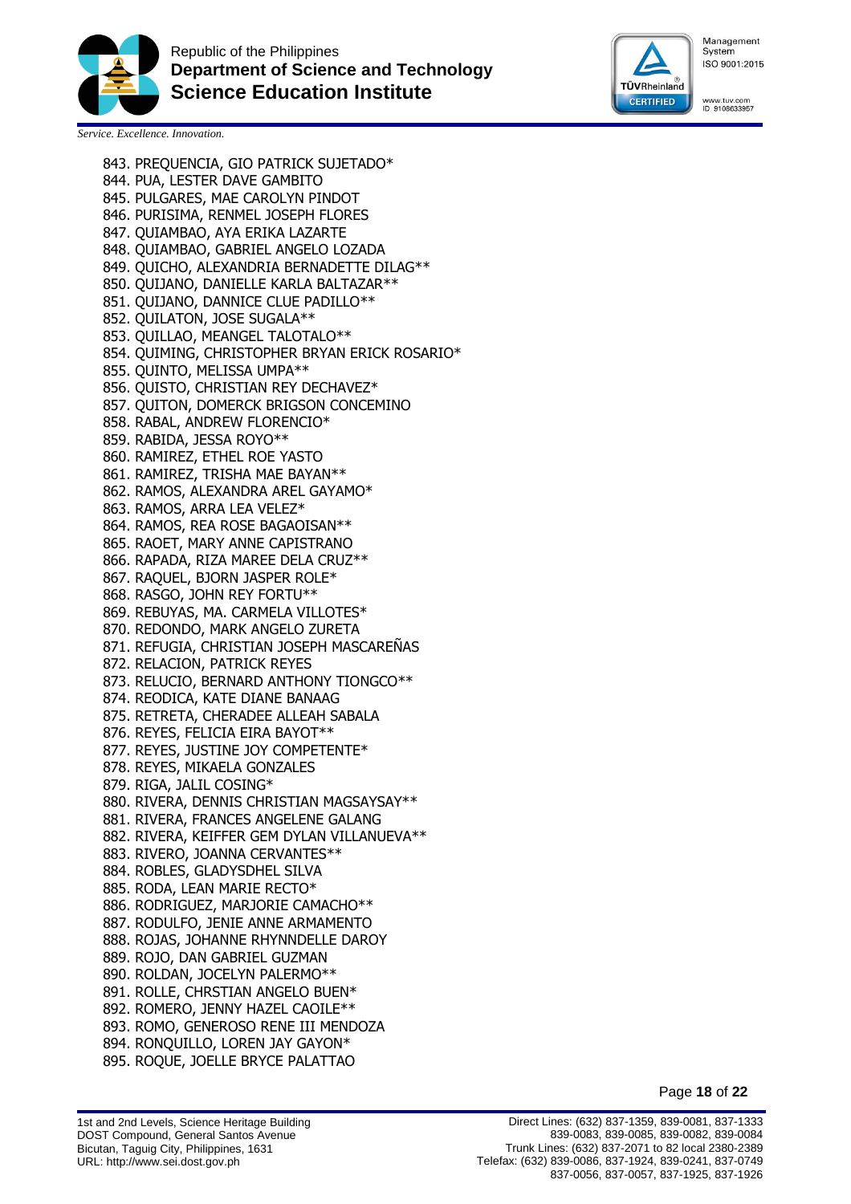843. PREQUENCIA, GIO PATRICK SUJETADO*
844. PUA, LESTER DAVE GAMBITO
845. PULGARES, MAE CAROLYN PINDOT
846. PURISIMA, RENMEL JOSEPH FLORES
847. QUIAMBAO, AYA ERIKA LAZARTE
848. QUIAMBAO, GABRIEL ANGELO LOZADA
849. QUICHO, ALEXANDRIA BERNADETTE DILAG**
850. QUIJANO, DANIELLE KARLA BALTAZAR**
851. QUIJANO, DANNICE CLUE PADILLO**
852. QUILATON, JOSE SUGALA**
853. QUILLAO, MEANGEL TALOTALO**
854. QUIMING, CHRISTOPHER BRYAN ERICK ROSARIO*
855. QUINTO, MELISSA UMPA**
856. QUISTO, CHRISTIAN REY DECHAVEZ*
857. QUITON, DOMERCK BRIGSON CONCEMINO
858. RABAL, ANDREW FLORENCIO*
859. RABIDA, JESSA ROYO**
860. RAMIREZ, ETHEL ROE YASTO
861. RAMIREZ, TRISHA MAE BAYAN**
862. RAMOS, ALEXANDRA AREL GAYAMO*
863. RAMOS, ARRA LEA VELEZ*
864. RAMOS, REA ROSE BAGAOISAN**
865. RAOET, MARY ANNE CAPISTRANO
866. RAPADA, RIZA MAREE DELA CRUZ**
867. RAQUEL, BJORN JASPER ROLE*
868. RASGO, JOHN REY FORTU**
869. REBUYAS, MA. CARMELA VILLOTES*
870. REDONDO, MARK ANGELO ZURETA
871. REFUGIA, CHRISTIAN JOSEPH MASCAREÑAS
872. RELACION, PATRICK REYES
873. RELUCIO, BERNARD ANTHONY TIONGCO**
874. REODICA, KATE DIANE BANAAG
875. RETRETA, CHERADEE ALLEAH SABALA
876. REYES, FELICIA EIRA BAYOT**
877. REYES, JUSTINE JOY COMPETENTE*
878. REYES, MIKAELA GONZALES
879. RIGA, JALIL COSING*
880. RIVERA, DENNIS CHRISTIAN MAGSAYSAY**
881. RIVERA, FRANCES ANGELENE GALANG
882. RIVERA, KEIFFER GEM DYLAN VILLANUEVA**
883. RIVERO, JOANNA CERVANTES**
884. ROBLES, GLADYSDHEL SILVA
885. RODA, LEAN MARIE RECTO*
886. RODRIGUEZ, MARJORIE CAMACHO**
887. RODULFO, JENIE ANNE ARMAMENTO
888. ROJAS, JOHANNE RHYNNDELLE DAROY
889. ROJO, DAN GABRIEL GUZMAN
890. ROLDAN, JOCELYN PALERMO**
891. ROLLE, CHRSTIAN ANGELO BUEN*
892. ROMERO, JENNY HAZEL CAOILE**
893. ROMO, GENEROSO RENE III MENDOZA
894. RONQUILLO, LOREN JAY GAYON*
895. ROQUE, JOELLE BRYCE PALATTAO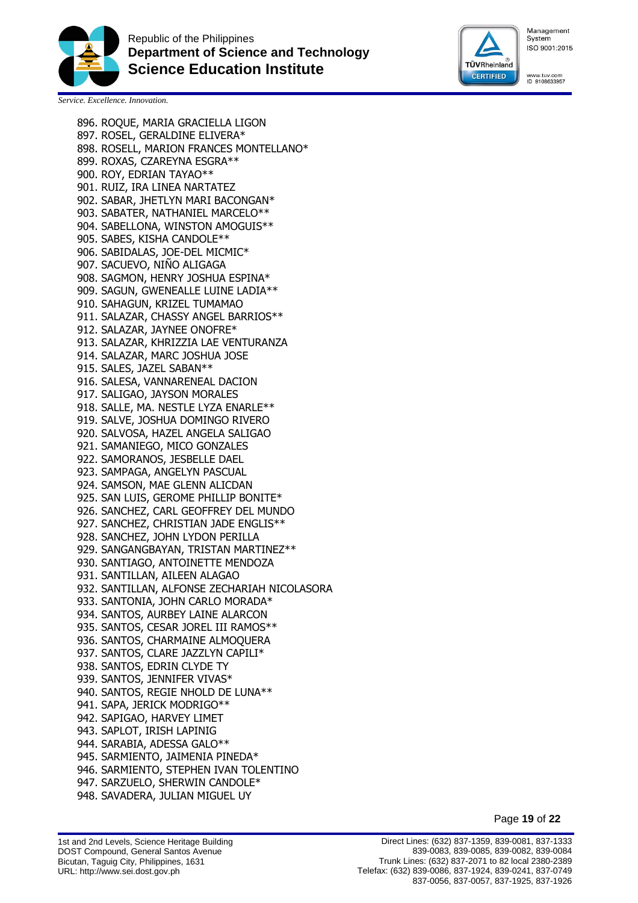896. ROQUE, MARIA GRACIELLA LIGON
897. ROSEL, GERALDINE ELIVERA*
898. ROSELL, MARION FRANCES MONTELLANO*
899. ROXAS, CZAREYNA ESGRA**
900. ROY, EDRIAN TAYAO**
901. RUIZ, IRA LINEA NARTATEZ
902. SABAR, JHETLYN MARI BACONGAN*
903. SABATER, NATHANIEL MARCELO**
904. SABELLONA, WINSTON AMOGUIS**
905. SABES, KISHA CANDOLE**
906. SABIDALAS, JOE-DEL MICMIC*
907. SACUEVO, NIÑO ALIGAGA
908. SAGMON, HENRY JOSHUA ESPINA*
909. SAGUN, GWENEALLE LUINE LADIA**
910. SAHAGUN, KRIZEL TUMAMAO
911. SALAZAR, CHASSY ANGEL BARRIOS**
912. SALAZAR, JAYNEE ONOFRE*
913. SALAZAR, KHRIZZIA LAE VENTURANZA
914. SALAZAR, MARC JOSHUA JOSE
915. SALES, JAZEL SABAN**
916. SALESA, VANNARENEAL DACION
917. SALIGAO, JAYSON MORALES
918. SALLE, MA. NESTLE LYZA ENARLE**
919. SALVE, JOSHUA DOMINGO RIVERO
920. SALVOSA, HAZEL ANGELA SALIGAO
921. SAMANIEGO, MICO GONZALES
922. SAMORANOS, JESBELLE DAEL
923. SAMPAGA, ANGELYN PASCUAL
924. SAMSON, MAE GLENN ALICDAN
925. SAN LUIS, GEROME PHILLIP BONITE*
926. SANCHEZ, CARL GEOFFREY DEL MUNDO
927. SANCHEZ, CHRISTIAN JADE ENGLIS**
928. SANCHEZ, JOHN LYDON PERILLA
929. SANGANGBAYAN, TRISTAN MARTINEZ**
930. SANTIAGO, ANTOINETTE MENDOZA
931. SANTILLAN, AILEEN ALAGAO
932. SANTILLAN, ALFONSE ZECHARIAH NICOLASORA
933. SANTONIA, JOHN CARLO MORADA*
934. SANTOS, AURBEY LAINE ALARCON
935. SANTOS, CESAR JOREL III RAMOS**
936. SANTOS, CHARMAINE ALMOQUERA
937. SANTOS, CLARE JAZZLYN CAPILI*
938. SANTOS, EDRIN CLYDE TY
939. SANTOS, JENNIFER VIVAS*
940. SANTOS, REGIE NHOLD DE LUNA**
941. SAPA, JERICK MODRIGO**
942. SAPIGAO, HARVEY LIMET
943. SAPLOT, IRISH LAPINIG
944. SARABIA, ADESSA GALO**
945. SARMIENTO, JAIMENIA PINEDA*
946. SARMIENTO, STEPHEN IVAN TOLENTINO
947. SARZUELO, SHERWIN CANDOLE*
948. SAVADERA, JULIAN MIGUEL UY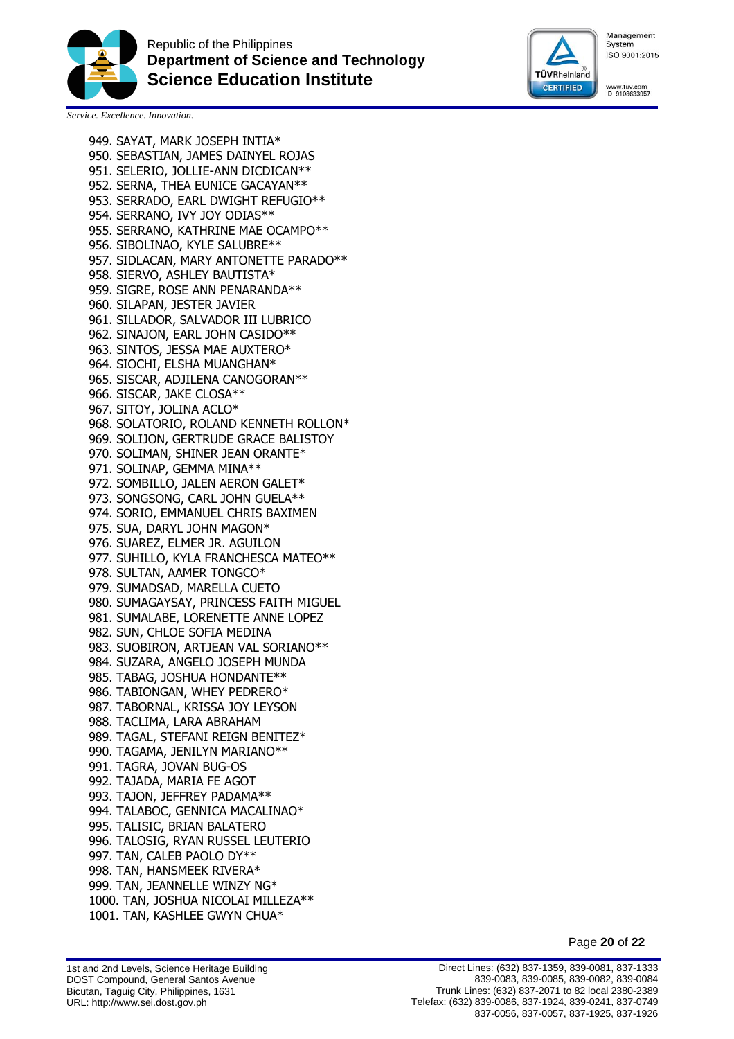949. SAYAT, MARK JOSEPH INTIA*
950. SEBASTIAN, JAMES DAINYEL ROJAS
951. SELERIO, JOLLIE-ANN DICDICAN**
952. SERNA, THEA EUNICE GACAYAN**
953. SERRADO, EARL DWIGHT REFUGIO**
954. SERRANO, IVY JOY ODIAS**
955. SERRANO, KATHRINE MAE OCAMPO**
956. SIBOLINAO, KYLE SALUBRE**
957. SIDLACAN, MARY ANTONETTE PARADO**
958. SIERVO, ASHLEY BAUTISTA*
959. SIGRE, ROSE ANN PENARANDA**
960. SILAPAN, JESTER JAVIER
961. SILLADOR, SALVADOR III LUBRICO
962. SINAJON, EARL JOHN CASIDO**
963. SINTOS, JESSA MAE AUXTERO*
964. SIOCHI, ELSHA MUANGHAN*
965. SISCAR, ADJILENA CANOGORAN**
966. SISCAR, JAKE CLOSA**
967. SITOY, JOLINA ACLO*
968. SOLATORIO, ROLAND KENNETH ROLLON*
969. SOLIJON, GERTRUDE GRACE BALISTOY
970. SOLIMAN, SHINER JEAN ORANTE*
971. SOLINAP, GEMMA MINA**
972. SOMBILLO, JALEN AERON GALET*
973. SONGSONG, CARL JOHN GUELA**
974. SORIO, EMMANUEL CHRIS BAXIMEN
975. SUA, DARYL JOHN MAGON*
976. SUAREZ, ELMER JR. AGUILON
977. SUHILLO, KYLA FRANCHESCA MATEO**
978. SULTAN, AAMER TONGCO*
979. SUMADSAD, MARELLA CUETO
980. SUMAGAYSAY, PRINCESS FAITH MIGUEL
981. SUMALABE, LORENETTE ANNE LOPEZ
982. SUN, CHLOE SOFIA MEDINA
983. SUOBIRON, ARTJEAN VAL SORIANO**
984. SUZARA, ANGELO JOSEPH MUNDA
985. TABAG, JOSHUA HONDANTE**
986. TABIONGAN, WHEY PEDRERO*
987. TABORNAL, KRISSA JOY LEYSON
988. TACLIMA, LARA ABRAHAM
989. TAGAL, STEFANI REIGN BENITEZ*
990. TAGAMA, JENILYN MARIANO**
991. TAGRA, JOVAN BUG-OS
992. TAJADA, MARIA FE AGOT
993. TAJON, JEFFREY PADAMA**
994. TALABOC, GENNICA MACALINAO*
995. TALISIC, BRIAN BALATERO
996. TALOSIG, RYAN RUSSEL LEUTERIO
997. TAN, CALEB PAOLO DY**
998. TAN, HANSMEEK RIVERA*
999. TAN, JEANNELLE WINZY NG*
1000. TAN, JOSHUA NICOLAI MILLEZA**
1001. TAN, KASHLEE GWYN CHUA*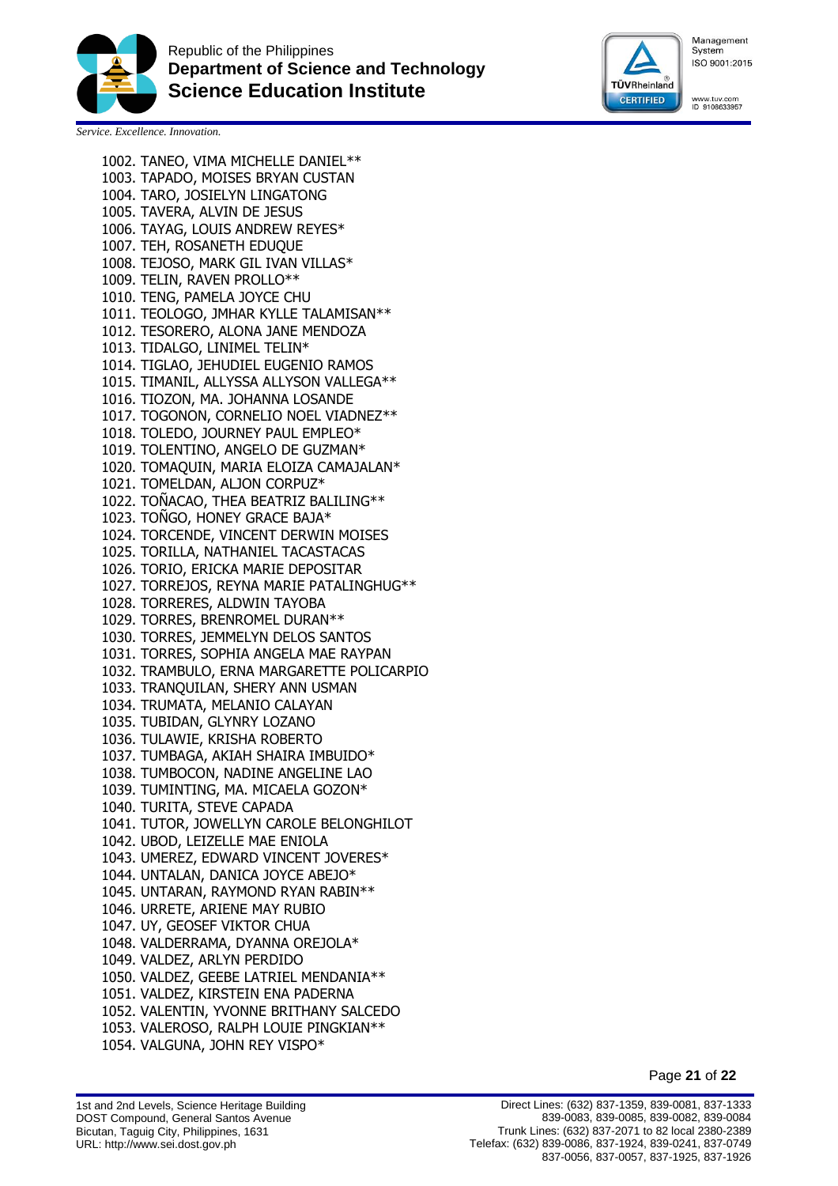1002. TANEO, VIMA MICHELLE DANIEL**
1003. TAPADO, MOISES BRYAN CUSTAN
1004. TARO, JOSIELYN LINGATONG
1005. TAVERA, ALVIN DE JESUS
1006. TAYAG, LOUIS ANDREW REYES*
1007. TEH, ROSANETH EDUQUE
1008. TEJOSO, MARK GIL IVAN VILLAS*
1009. TELIN, RAVEN PROLLO**
1010. TENG, PAMELA JOYCE CHU
1011. TEOLOGO, JMHAR KYLLE TALAMISAN**
1012. TESORERO, ALONA JANE MENDOZA
1013. TIDALGO, LINIMEL TELIN*
1014. TIGLAO, JEHUDIEL EUGENIO RAMOS
1015. TIMANIL, ALLYSSA ALLYSON VALLEGA**
1016. TIOZON, MA. JOHANNA LOSANDE
1017. TOGONON, CORNELIO NOEL VIADNEZ**
1018. TOLEDO, JOURNEY PAUL EMPLEO*
1019. TOLENTINO, ANGELO DE GUZMAN*
1020. TOMAQUIN, MARIA ELOIZA CAMAJALAN*
1021. TOMELDAN, ALJON CORPUZ*
1022. TOÑACAO, THEA BEATRIZ BALILING**
1023. TOÑGO, HONEY GRACE BAJA*
1024. TORCENDE, VINCENT DERWIN MOISES
1025. TORILLA, NATHANIEL TACASTACAS
1026. TORIO, ERICKA MARIE DEPOSITAR
1027. TORREJOS, REYNA MARIE PATALINGHUG**
1028. TORRERES, ALDWIN TAYOBA
1029. TORRES, BRENROMEL DURAN**
1030. TORRES, JEMMELYN DELOS SANTOS
1031. TORRES, SOPHIA ANGELA MAE RAYPAN
1032. TRAMBULO, ERNA MARGARETTE POLICARPIO
1033. TRANQUILAN, SHERY ANN USMAN
1034. TRUMATA, MELANIO CALAYAN
1035. TUBIDAN, GLYNRY LOZANO
1036. TULAWIE, KRISHA ROBERTO
1037. TUMBAGA, AKIAH SHAIRA IMBUIDO*
1038. TUMBOCON, NADINE ANGELINE LAO
1039. TUMINTING, MA. MICAELA GOZON*
1040. TURITA, STEVE CAPADA
1041. TUTOR, JOWELLYN CAROLE BELONGHILOT
1042. UBOD, LEIZELLE MAE ENIOLA
1043. UMEREZ, EDWARD VINCENT JOVERES*
1044. UNTALAN, DANICA JOYCE ABEJO*
1045. UNTARAN, RAYMOND RYAN RABIN**
1046. URRETE, ARIENE MAY RUBIO
1047. UY, GEOSEF VIKTOR CHUA
1048. VALDERRAMA, DYANNA OREJOLA*
1049. VALDEZ, ARLYN PERDIDO
1050. VALDEZ, GEEBE LATRIEL MENDANIA**
1051. VALDEZ, KIRSTEIN ENA PADERNA
1052. VALENTIN, YVONNE BRITHANY SALCEDO
1053. VALEROSO, RALPH LOUIE PINGKIAN**
1054. VALGUNA, JOHN REY VISPO*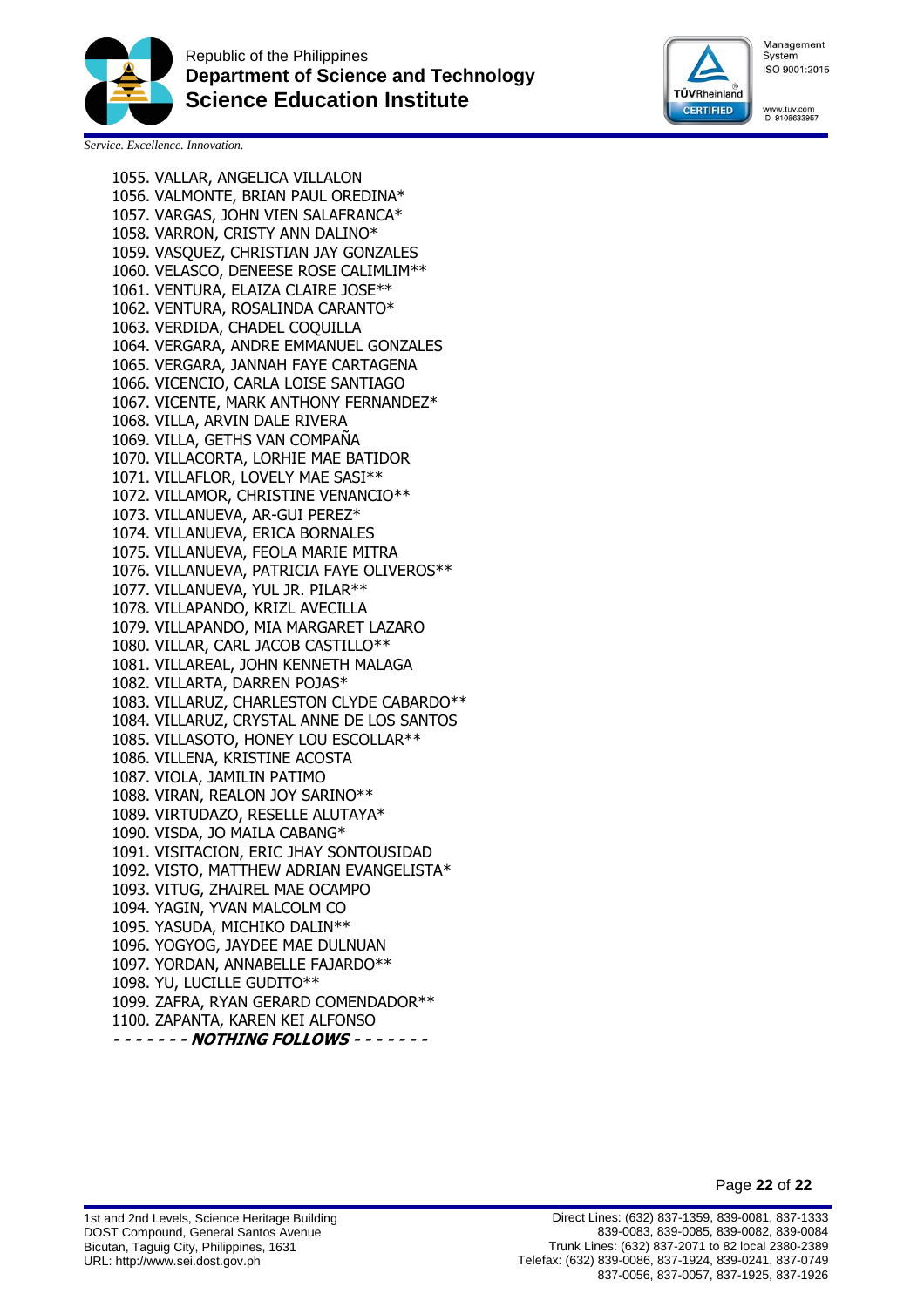1055. VALLAR, ANGELICA VILLALON
1056. VALMONTE, BRIAN PAUL OREDINA*
1057. VARGAS, JOHN VIEN SALAFRANCA*
1058. VARRON, CRISTY ANN DALINO*
1059. VASQUEZ, CHRISTIAN JAY GONZALES
1060. VELASCO, DENEESE ROSE CALIMLIM**
1061. VENTURA, ELAIZA CLAIRE JOSE**
1062. VENTURA, ROSALINDA CARANTO*
1063. VERDIDA, CHADEL COQUILLA
1064. VERGARA, ANDRE EMMANUEL GONZALES
1065. VERGARA, JANNAH FAYE CARTAGENA
1066. VICENCIO, CARLA LOISE SANTIAGO
1067. VICENTE, MARK ANTHONY FERNANDEZ*
1068. VILLA, ARVIN DALE RIVERA
1069. VILLA, GETHS VAN COMPAÑA
1070. VILLACORTA, LORHIE MAE BATIDOR
1071. VILLAFLOR, LOVELY MAE SASI**
1072. VILLAMOR, CHRISTINE VENANCIO**
1073. VILLANUEVA, AR-GUI PEREZ*
1074. VILLANUEVA, ERICA BORNALES
1075. VILLANUEVA, FEOLA MARIE MITRA
1076. VILLANUEVA, PATRICIA FAYE OLIVEROS**
1077. VILLANUEVA, YUL JR. PILAR**
1078. VILLAPANDO, KRIZL AVECILLA
1079. VILLAPANDO, MIA MARGARET LAZARO
1080. VILLAR, CARL JACOB CASTILLO**
1081. VILLAREAL, JOHN KENNETH MALAGA
1082. VILLARTA, DARREN POJAS*
1083. VILLARUZ, CHARLESTON CLYDE CABARDO**
1084. VILLARUZ, CRYSTAL ANNE DE LOS SANTOS
1085. VILLASOTO, HONEY LOU ESCOLLAR**
1086. VILLENA, KRISTINE ACOSTA
1087. VIOLA, JAMILIN PATIMO
1088. VIRAN, REALON JOY SARINO**
1089. VIRTUDAZO, RESELLE ALUTAYA*
1090. VISDA, JO MAILA CABANG*
1091. VISITACION, ERIC JHAY SONTOUSIDAD
1092. VISTO, MATTHEW ADRIAN EVANGELISTA*
1093. VITUG, ZHAIREL MAE OCAMPO
1094. YAGIN, YVAN MALCOLM CO
1095. YASUDA, MICHIKO DALIN**
1096. YOGYOG, JAYDEE MAE DULNUAN
1097. YORDAN, ANNABELLE FAJARDO**
1098. YU, LUCILLE GUDITO**
1099. ZAFRA, RYAN GERARD COMENDADOR**
1100. ZAPANTA, KAREN KEI ALFONSO

***- - - - - - - NOTHING FOLLOWS - - - - - - -***